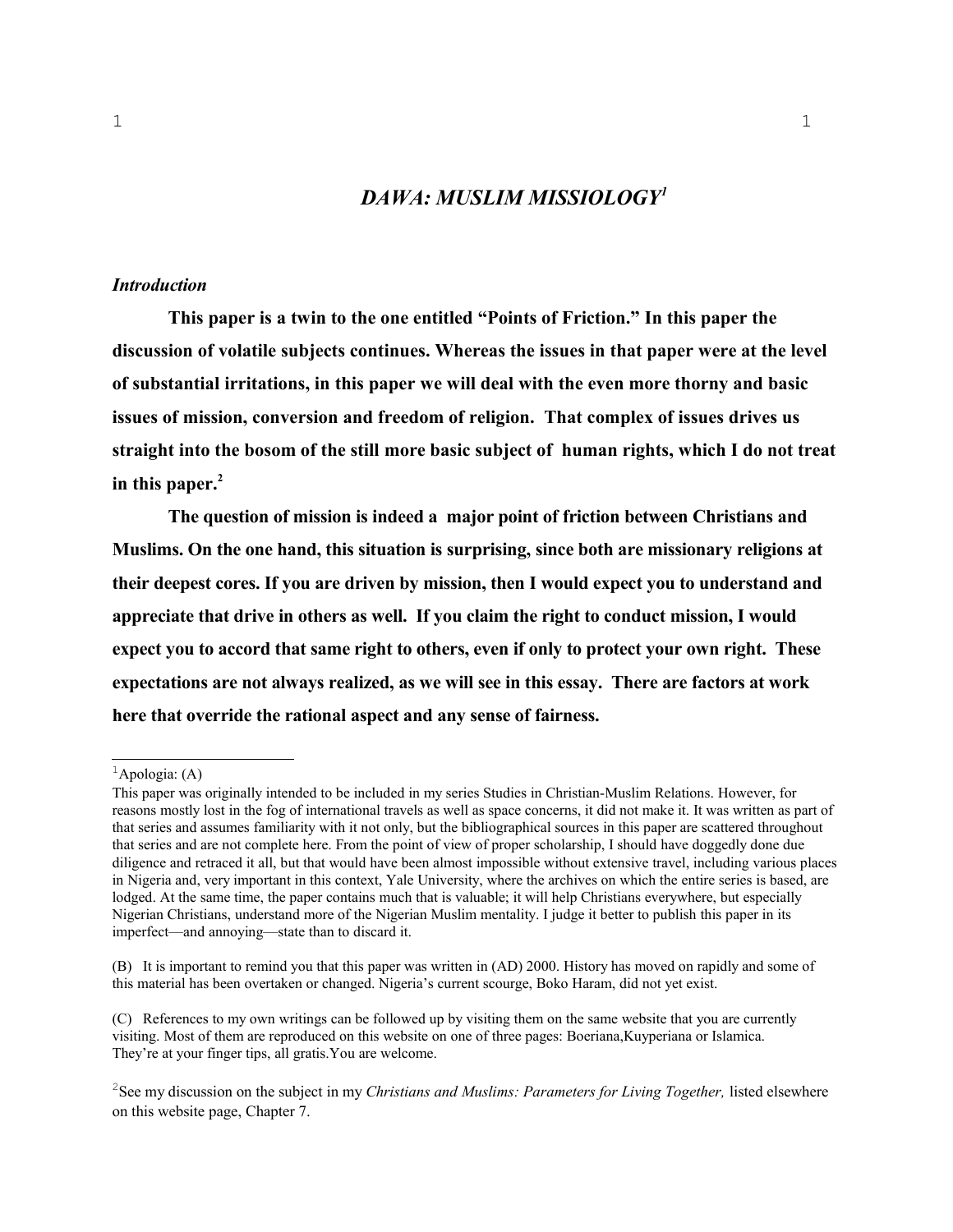# *DAWA: MUSLIM MISSIOLOGY*[1]

### *Introduction*

**This paper is a twin to the one entitled "Points of Friction." In this paper the discussion of volatile subjects continues. Whereas the issues in that paper were at the level of substantial irritations, in this paper we will deal with the even more thorny and basic issues of mission, conversion and freedom of religion. That complex of issues drives us straight into the bosom of the still more basic subject of human rights, which I do not treat in this paper.**[2]

**The question of mission is indeed a major point of friction between Christians and Muslims. On the one hand, this situation is surprising, since both are missionary religions at their deepest cores. If you are driven by mission, then I would expect you to understand and appreciate that drive in others as well. If you claim the right to conduct mission, I would expect you to accord that same right to others, even if only to protect your own right. These expectations are not always realized, as we will see in this essay. There are factors at work here that override the rational aspect and any sense of fairness.**

---

[1] Apologia: (A)

This paper was originally intended to be included in my series Studies in Christian-Muslim Relations. However, for reasons mostly lost in the fog of international travels as well as space concerns, it did not make it. It was written as part of that series and assumes familiarity with it not only, but the bibliographical sources in this paper are scattered throughout that series and are not complete here. From the point of view of proper scholarship, I should have doggedly done due diligence and retraced it all, but that would have been almost impossible without extensive travel, including various places in Nigeria and, very important in this context, Yale University, where the archives on which the entire series is based, are lodged. At the same time, the paper contains much that is valuable; it will help Christians everywhere, but especially Nigerian Christians, understand more of the Nigerian Muslim mentality. I judge it better to publish this paper in its imperfect—and annoying—state than to discard it.

(B) It is important to remind you that this paper was written in (AD) 2000. History has moved on rapidly and some of this material has been overtaken or changed. Nigeria's current scourge, Boko Haram, did not yet exist.

(C) References to my own writings can be followed up by visiting them on the same website that you are currently visiting. Most of them are reproduced on this website on one of three pages: Boeriana,Kuyperiana or Islamica. They're at your finger tips, all gratis.You are welcome.

[2] See my discussion on the subject in my *Christians and Muslims: Parameters for Living Together,* listed elsewhere on this website page, Chapter 7.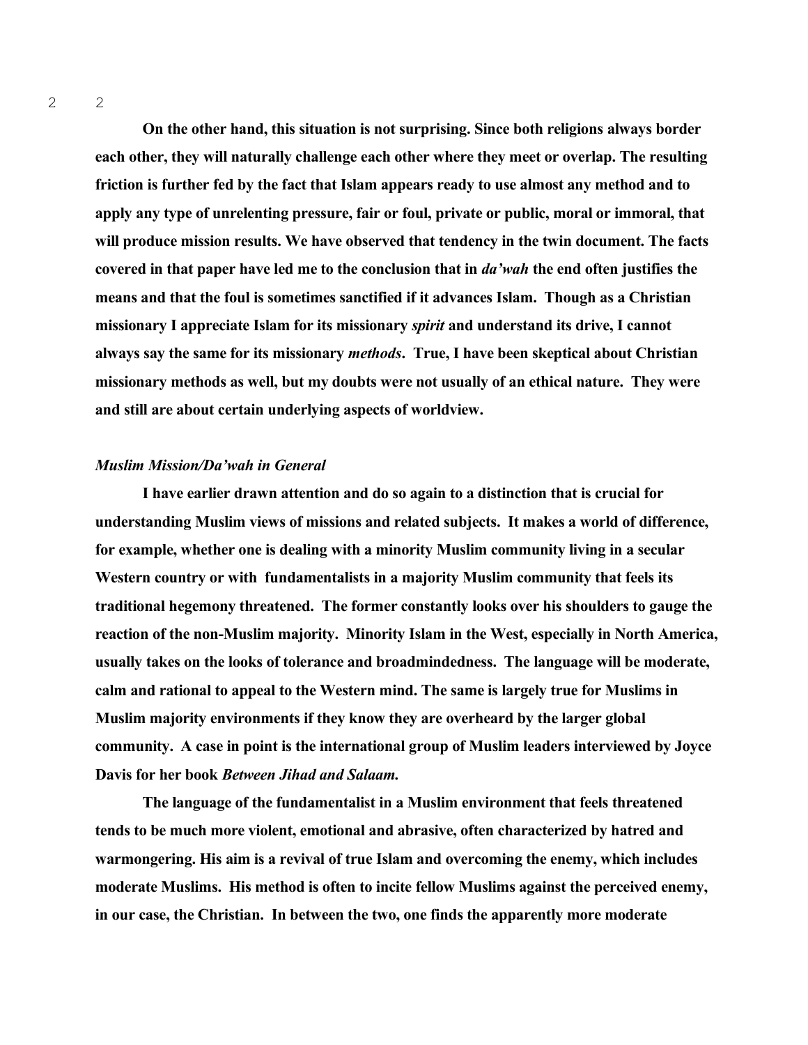On the other hand, this situation is not surprising. Since both religions always border each other, they will naturally challenge each other where they meet or overlap. The resulting friction is further fed by the fact that Islam appears ready to use almost any method and to apply any type of unrelenting pressure, fair or foul, private or public, moral or immoral, that will produce mission results. We have observed that tendency in the twin document. The facts covered in that paper have led me to the conclusion that in *da'wah* the end often justifies the means and that the foul is sometimes sanctified if it advances Islam. Though as a Christian missionary I appreciate Islam for its missionary *spirit* and understand its drive, I cannot always say the same for its missionary *methods*. True, I have been skeptical about Christian missionary methods as well, but my doubts were not usually of an ethical nature. They were and still are about certain underlying aspects of worldview.

### *Muslim Mission/Da'wah in General*

I have earlier drawn attention and do so again to a distinction that is crucial for understanding Muslim views of missions and related subjects. It makes a world of difference, for example, whether one is dealing with a minority Muslim community living in a secular Western country or with fundamentalists in a majority Muslim community that feels its traditional hegemony threatened. The former constantly looks over his shoulders to gauge the reaction of the non-Muslim majority. Minority Islam in the West, especially in North America, usually takes on the looks of tolerance and broadmindedness. The language will be moderate, calm and rational to appeal to the Western mind. The same is largely true for Muslims in Muslim majority environments if they know they are overheard by the larger global community. A case in point is the international group of Muslim leaders interviewed by Joyce Davis for her book *Between Jihad and Salaam.*

The language of the fundamentalist in a Muslim environment that feels threatened tends to be much more violent, emotional and abrasive, often characterized by hatred and warmongering. His aim is a revival of true Islam and overcoming the enemy, which includes moderate Muslims. His method is often to incite fellow Muslims against the perceived enemy, in our case, the Christian. In between the two, one finds the apparently more moderate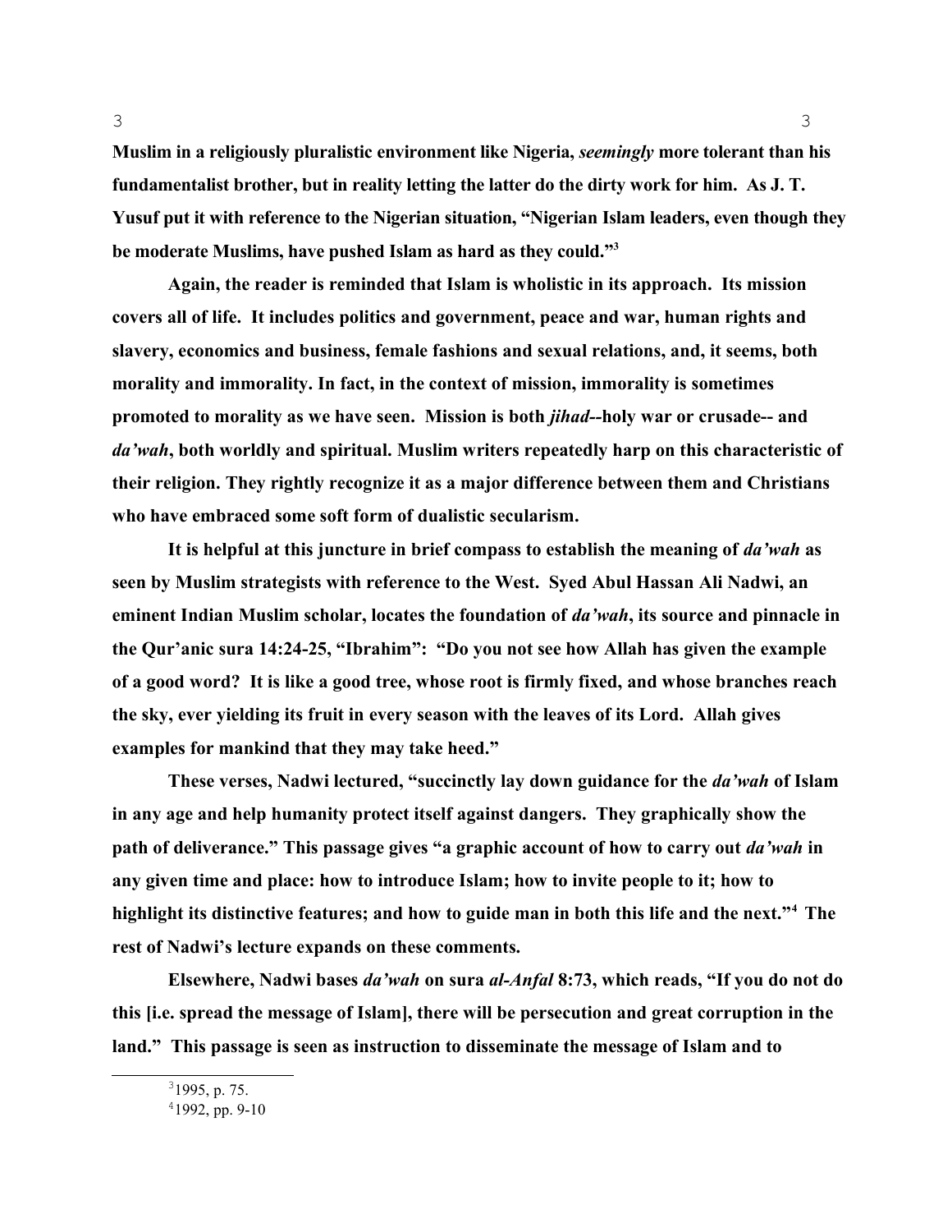**Muslim in a religiously pluralistic environment like Nigeria, *seemingly* more tolerant than his fundamentalist brother, but in reality letting the latter do the dirty work for him. As J. T. Yusuf put it with reference to the Nigerian situation, "Nigerian Islam leaders, even though they be moderate Muslims, have pushed Islam as hard as they could."[3]**

**Again, the reader is reminded that Islam is wholistic in its approach. Its mission covers all of life. It includes politics and government, peace and war, human rights and slavery, economics and business, female fashions and sexual relations, and, it seems, both morality and immorality. In fact, in the context of mission, immorality is sometimes promoted to morality as we have seen. Mission is both *jihad*--holy war or crusade-- and *da'wah*, both worldly and spiritual. Muslim writers repeatedly harp on this characteristic of their religion. They rightly recognize it as a major difference between them and Christians who have embraced some soft form of dualistic secularism.**

**It is helpful at this juncture in brief compass to establish the meaning of *da'wah* as seen by Muslim strategists with reference to the West. Syed Abul Hassan Ali Nadwi, an eminent Indian Muslim scholar, locates the foundation of *da'wah*, its source and pinnacle in the Qur'anic sura 14:24-25, "Ibrahim": "Do you not see how Allah has given the example of a good word? It is like a good tree, whose root is firmly fixed, and whose branches reach the sky, ever yielding its fruit in every season with the leaves of its Lord. Allah gives examples for mankind that they may take heed."**

**These verses, Nadwi lectured, "succinctly lay down guidance for the *da'wah* of Islam in any age and help humanity protect itself against dangers. They graphically show the path of deliverance." This passage gives "a graphic account of how to carry out *da'wah* in any given time and place: how to introduce Islam; how to invite people to it; how to highlight its distinctive features; and how to guide man in both this life and the next."[4] The rest of Nadwi's lecture expands on these comments.**

**Elsewhere, Nadwi bases *da'wah* on sura *al-Anfal* 8:73, which reads, "If you do not do this [i.e. spread the message of Islam], there will be persecution and great corruption in the land." This passage is seen as instruction to disseminate the message of Islam and to**

---

[3] 1995, p. 75.

[4] 1992, pp. 9-10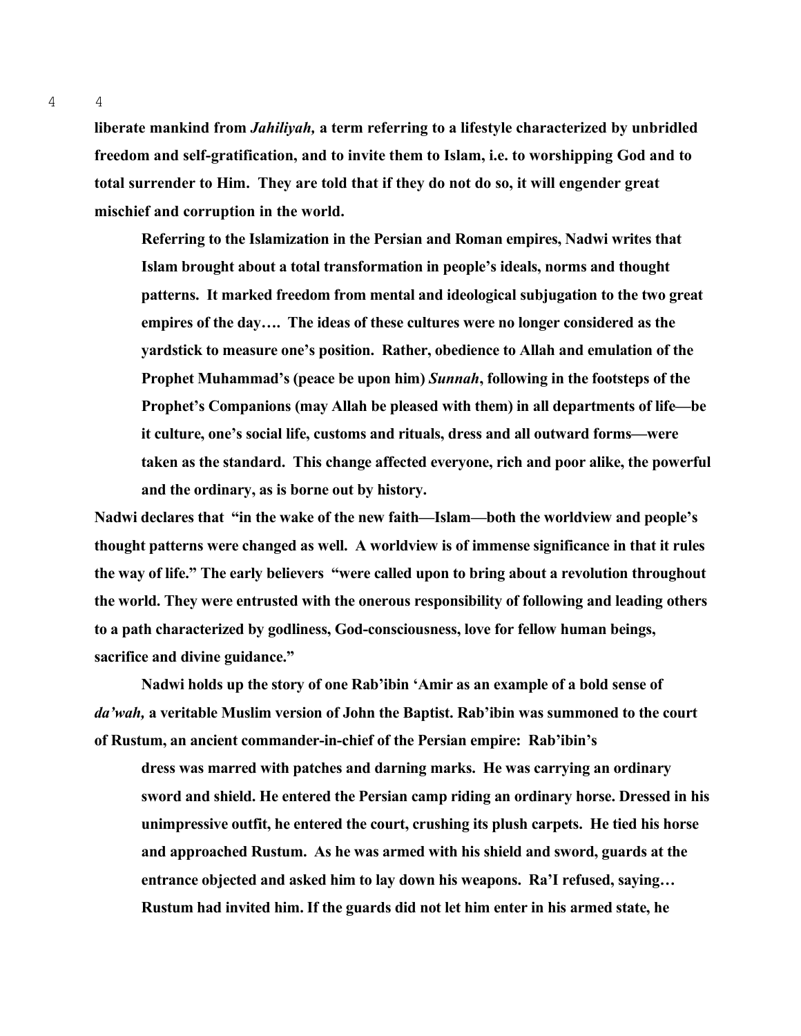**liberate mankind from *Jahiliyah,* a term referring to a lifestyle characterized by unbridled freedom and self-gratification, and to invite them to Islam, i.e. to worshipping God and to total surrender to Him. They are told that if they do not do so, it will engender great mischief and corruption in the world.**

> **Referring to the Islamization in the Persian and Roman empires, Nadwi writes that Islam brought about a total transformation in people's ideals, norms and thought patterns. It marked freedom from mental and ideological subjugation to the two great empires of the day…. The ideas of these cultures were no longer considered as the yardstick to measure one's position. Rather, obedience to Allah and emulation of the Prophet Muhammad's (peace be upon him) *Sunnah*, following in the footsteps of the Prophet's Companions (may Allah be pleased with them) in all departments of life—be it culture, one's social life, customs and rituals, dress and all outward forms—were taken as the standard. This change affected everyone, rich and poor alike, the powerful and the ordinary, as is borne out by history.**

**Nadwi declares that "in the wake of the new faith—Islam—both the worldview and people's thought patterns were changed as well. A worldview is of immense significance in that it rules the way of life." The early believers "were called upon to bring about a revolution throughout the world. They were entrusted with the onerous responsibility of following and leading others to a path characterized by godliness, God-consciousness, love for fellow human beings, sacrifice and divine guidance."**

**Nadwi holds up the story of one Rab'ibin 'Amir as an example of a bold sense of *da'wah,* a veritable Muslim version of John the Baptist. Rab'ibin was summoned to the court of Rustum, an ancient commander-in-chief of the Persian empire: Rab'ibin's**

> **dress was marred with patches and darning marks. He was carrying an ordinary sword and shield. He entered the Persian camp riding an ordinary horse. Dressed in his unimpressive outfit, he entered the court, crushing its plush carpets. He tied his horse and approached Rustum. As he was armed with his shield and sword, guards at the entrance objected and asked him to lay down his weapons. Ra'I refused, saying… Rustum had invited him. If the guards did not let him enter in his armed state, he**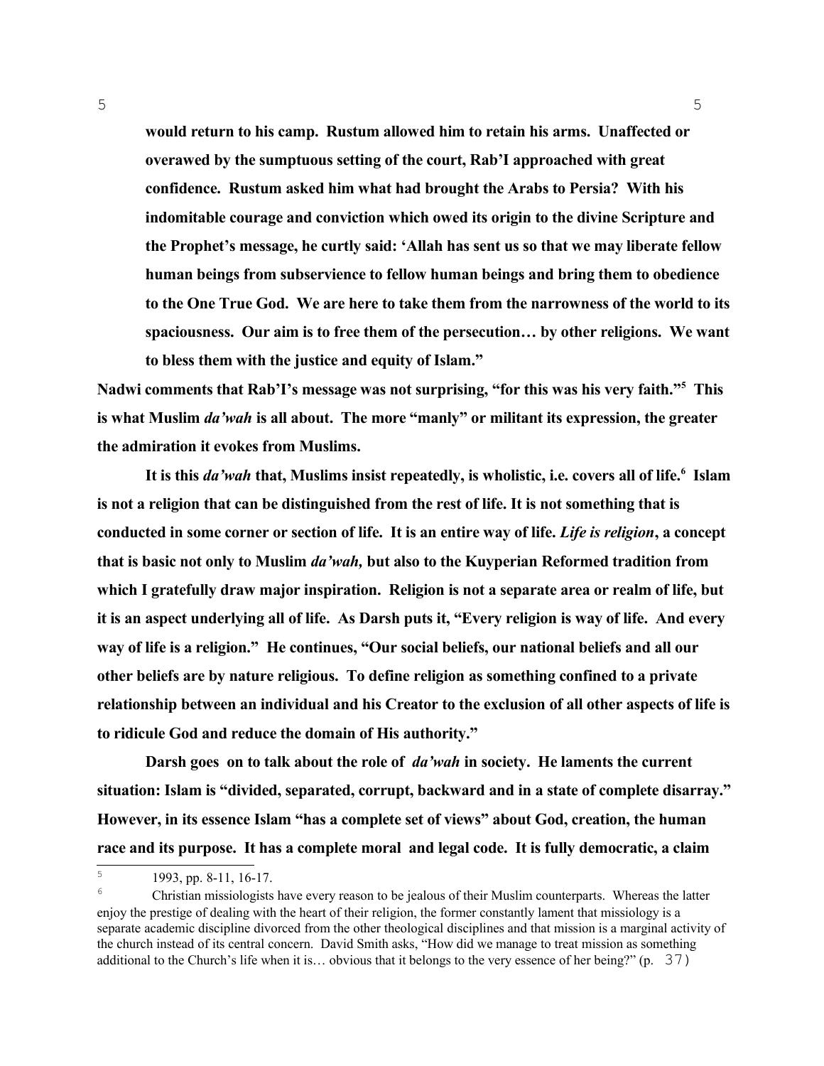> **would return to his camp. Rustum allowed him to retain his arms. Unaffected or overawed by the sumptuous setting of the court, Rab'I approached with great confidence. Rustum asked him what had brought the Arabs to Persia? With his indomitable courage and conviction which owed its origin to the divine Scripture and the Prophet's message, he curtly said: 'Allah has sent us so that we may liberate fellow human beings from subservience to fellow human beings and bring them to obedience to the One True God. We are here to take them from the narrowness of the world to its spaciousness. Our aim is to free them of the persecution… by other religions. We want to bless them with the justice and equity of Islam."**

**Nadwi comments that Rab'I's message was not surprising, "for this was his very faith."[5] This is what Muslim *da'wah* is all about. The more "manly" or militant its expression, the greater the admiration it evokes from Muslims.**

**It is this *da'wah* that, Muslims insist repeatedly, is wholistic, i.e. covers all of life.[6] Islam is not a religion that can be distinguished from the rest of life. It is not something that is conducted in some corner or section of life. It is an entire way of life. *Life is religion*, a concept that is basic not only to Muslim *da'wah,* but also to the Kuyperian Reformed tradition from which I gratefully draw major inspiration. Religion is not a separate area or realm of life, but it is an aspect underlying all of life. As Darsh puts it, "Every religion is way of life. And every way of life is a religion." He continues, "Our social beliefs, our national beliefs and all our other beliefs are by nature religious. To define religion as something confined to a private relationship between an individual and his Creator to the exclusion of all other aspects of life is to ridicule God and reduce the domain of His authority."**

**Darsh goes on to talk about the role of *da'wah* in society. He laments the current situation: Islam is "divided, separated, corrupt, backward and in a state of complete disarray." However, in its essence Islam "has a complete set of views" about God, creation, the human race and its purpose. It has a complete moral and legal code. It is fully democratic, a claim**

---

[5] 1993, pp. 8-11, 16-17.

[6] Christian missiologists have every reason to be jealous of their Muslim counterparts. Whereas the latter enjoy the prestige of dealing with the heart of their religion, the former constantly lament that missiology is a separate academic discipline divorced from the other theological disciplines and that mission is a marginal activity of the church instead of its central concern. David Smith asks, "How did we manage to treat mission as something additional to the Church's life when it is… obvious that it belongs to the very essence of her being?" (p. 37)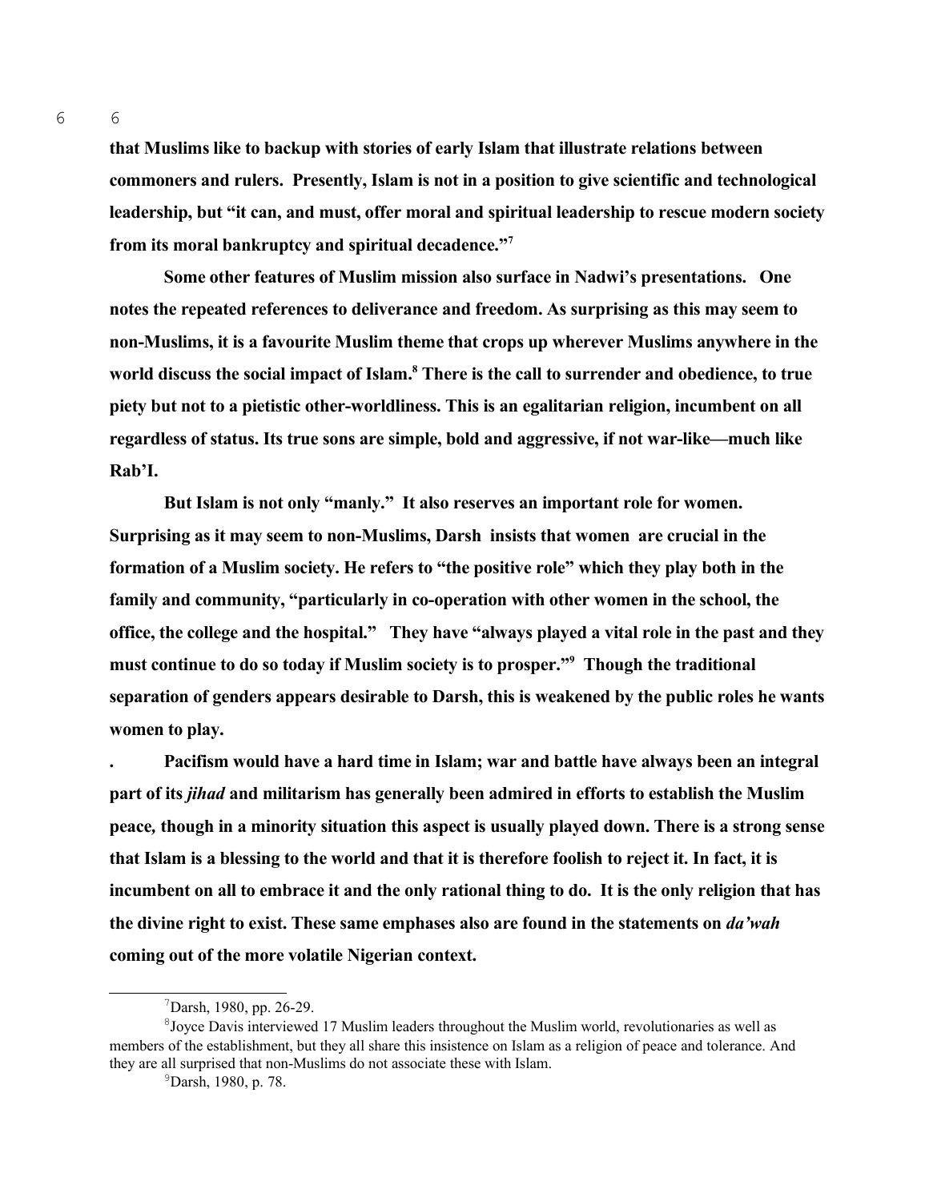**that Muslims like to backup with stories of early Islam that illustrate relations between commoners and rulers. Presently, Islam is not in a position to give scientific and technological leadership, but "it can, and must, offer moral and spiritual leadership to rescue modern society from its moral bankruptcy and spiritual decadence."[7]**

**Some other features of Muslim mission also surface in Nadwi's presentations. One notes the repeated references to deliverance and freedom. As surprising as this may seem to non-Muslims, it is a favourite Muslim theme that crops up wherever Muslims anywhere in the world discuss the social impact of Islam.[8] There is the call to surrender and obedience, to true piety but not to a pietistic other-worldliness. This is an egalitarian religion, incumbent on all regardless of status. Its true sons are simple, bold and aggressive, if not war-like—much like Rab'I.**

**But Islam is not only "manly." It also reserves an important role for women. Surprising as it may seem to non-Muslims, Darsh insists that women are crucial in the formation of a Muslim society. He refers to "the positive role" which they play both in the family and community, "particularly in co-operation with other women in the school, the office, the college and the hospital." They have "always played a vital role in the past and they must continue to do so today if Muslim society is to prosper."[9] Though the traditional separation of genders appears desirable to Darsh, this is weakened by the public roles he wants women to play.**

**. Pacifism would have a hard time in Islam; war and battle have always been an integral part of its *jihad* and militarism has generally been admired in efforts to establish the Muslim peace, though in a minority situation this aspect is usually played down. There is a strong sense that Islam is a blessing to the world and that it is therefore foolish to reject it. In fact, it is incumbent on all to embrace it and the only rational thing to do. It is the only religion that has the divine right to exist. These same emphases also are found in the statements on *da'wah* coming out of the more volatile Nigerian context.**

---

[7] Darsh, 1980, pp. 26-29.

[8] Joyce Davis interviewed 17 Muslim leaders throughout the Muslim world, revolutionaries as well as members of the establishment, but they all share this insistence on Islam as a religion of peace and tolerance. And they are all surprised that non-Muslims do not associate these with Islam.

[9] Darsh, 1980, p. 78.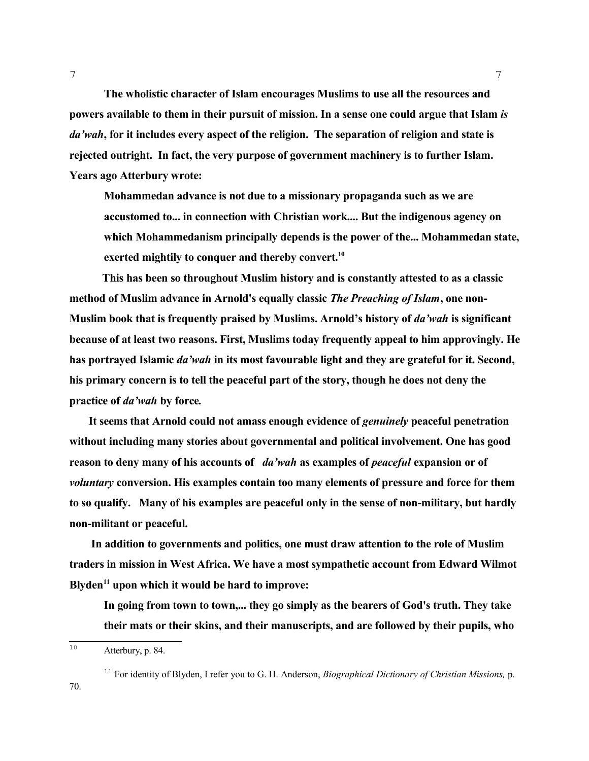**The wholistic character of Islam encourages Muslims to use all the resources and powers available to them in their pursuit of mission. In a sense one could argue that Islam *is da'wah*, for it includes every aspect of the religion. The separation of religion and state is rejected outright. In fact, the very purpose of government machinery is to further Islam. Years ago Atterbury wrote:**

> **Mohammedan advance is not due to a missionary propaganda such as we are accustomed to... in connection with Christian work.... But the indigenous agency on which Mohammedanism principally depends is the power of the... Mohammedan state, exerted mightily to conquer and thereby convert.[10]**

**This has been so throughout Muslim history and is constantly attested to as a classic method of Muslim advance in Arnold's equally classic *The Preaching of Islam*, one non-Muslim book that is frequently praised by Muslims. Arnold's history of *da'wah* is significant because of at least two reasons. First, Muslims today frequently appeal to him approvingly. He has portrayed Islamic *da'wah* in its most favourable light and they are grateful for it. Second, his primary concern is to tell the peaceful part of the story, though he does not deny the practice of *da'wah* by force.**

**It seems that Arnold could not amass enough evidence of *genuinely* peaceful penetration without including many stories about governmental and political involvement. One has good reason to deny many of his accounts of *da'wah* as examples of *peaceful* expansion or of *voluntary* conversion. His examples contain too many elements of pressure and force for them to so qualify. Many of his examples are peaceful only in the sense of non-military, but hardly non-militant or peaceful.**

**In addition to governments and politics, one must draw attention to the role of Muslim traders in mission in West Africa. We have a most sympathetic account from Edward Wilmot Blyden[11] upon which it would be hard to improve:**

> **In going from town to town,... they go simply as the bearers of God's truth. They take their mats or their skins, and their manuscripts, and are followed by their pupils, who**

[10] Atterbury, p. 84.

[11] For identity of Blyden, I refer you to G. H. Anderson, *Biographical Dictionary of Christian Missions,* p. 70.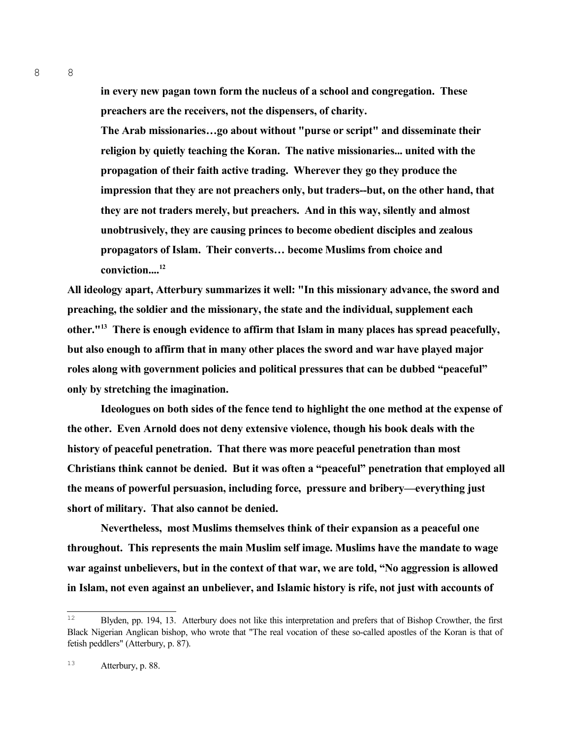**in every new pagan town form the nucleus of a school and congregation. These preachers are the receivers, not the dispensers, of charity.**

**The Arab missionaries…go about without "purse or script" and disseminate their religion by quietly teaching the Koran. The native missionaries... united with the propagation of their faith active trading. Wherever they go they produce the impression that they are not preachers only, but traders--but, on the other hand, that they are not traders merely, but preachers. And in this way, silently and almost unobtrusively, they are causing princes to become obedient disciples and zealous propagators of Islam. Their converts… become Muslims from choice and conviction....[12]**

**All ideology apart, Atterbury summarizes it well: "In this missionary advance, the sword and preaching, the soldier and the missionary, the state and the individual, supplement each other."[13] There is enough evidence to affirm that Islam in many places has spread peacefully, but also enough to affirm that in many other places the sword and war have played major roles along with government policies and political pressures that can be dubbed "peaceful" only by stretching the imagination.**

**Ideologues on both sides of the fence tend to highlight the one method at the expense of the other. Even Arnold does not deny extensive violence, though his book deals with the history of peaceful penetration. That there was more peaceful penetration than most Christians think cannot be denied. But it was often a "peaceful" penetration that employed all the means of powerful persuasion, including force, pressure and bribery—everything just short of military. That also cannot be denied.**

**Nevertheless, most Muslims themselves think of their expansion as a peaceful one throughout. This represents the main Muslim self image. Muslims have the mandate to wage war against unbelievers, but in the context of that war, we are told, "No aggression is allowed in Islam, not even against an unbeliever, and Islamic history is rife, not just with accounts of**

---

[12] Blyden, pp. 194, 13. Atterbury does not like this interpretation and prefers that of Bishop Crowther, the first Black Nigerian Anglican bishop, who wrote that "The real vocation of these so-called apostles of the Koran is that of fetish peddlers" (Atterbury, p. 87).

[13] Atterbury, p. 88.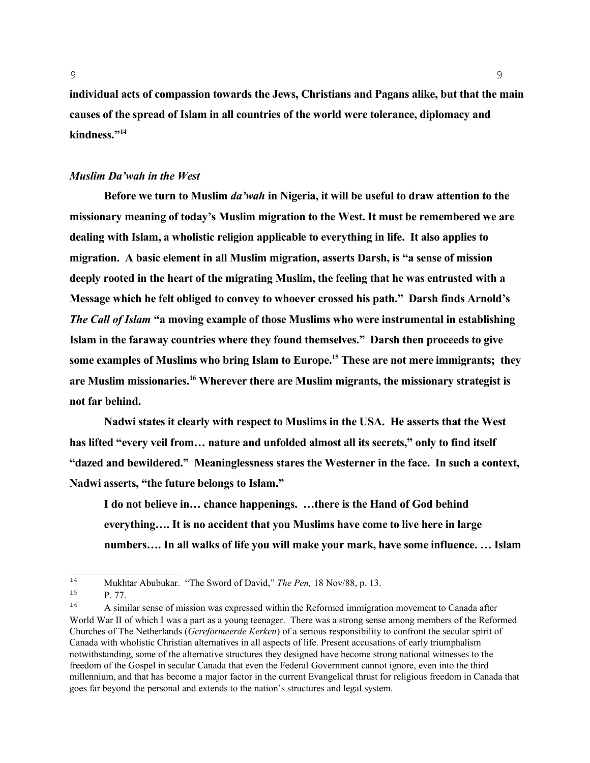**individual acts of compassion towards the Jews, Christians and Pagans alike, but that the main causes of the spread of Islam in all countries of the world were tolerance, diplomacy and kindness."[14]**

### *Muslim Da'wah in the West*

**Before we turn to Muslim *da'wah* in Nigeria, it will be useful to draw attention to the missionary meaning of today's Muslim migration to the West. It must be remembered we are dealing with Islam, a wholistic religion applicable to everything in life. It also applies to migration. A basic element in all Muslim migration, asserts Darsh, is "a sense of mission deeply rooted in the heart of the migrating Muslim, the feeling that he was entrusted with a Message which he felt obliged to convey to whoever crossed his path." Darsh finds Arnold's *The Call of Islam* "a moving example of those Muslims who were instrumental in establishing Islam in the faraway countries where they found themselves." Darsh then proceeds to give some examples of Muslims who bring Islam to Europe.[15] These are not mere immigrants; they are Muslim missionaries.[16] Wherever there are Muslim migrants, the missionary strategist is not far behind.**

**Nadwi states it clearly with respect to Muslims in the USA. He asserts that the West has lifted "every veil from… nature and unfolded almost all its secrets," only to find itself "dazed and bewildered." Meaninglessness stares the Westerner in the face. In such a context, Nadwi asserts, "the future belongs to Islam."**

> **I do not believe in… chance happenings. …there is the Hand of God behind everything…. It is no accident that you Muslims have come to live here in large numbers…. In all walks of life you will make your mark, have some influence. … Islam**

---

[14] Mukhtar Abubukar. "The Sword of David," *The Pen,* 18 Nov/88, p. 13.

[15] P. 77.

[16] A similar sense of mission was expressed within the Reformed immigration movement to Canada after World War II of which I was a part as a young teenager. There was a strong sense among members of the Reformed Churches of The Netherlands (*Gereformeerde Kerken*) of a serious responsibility to confront the secular spirit of Canada with wholistic Christian alternatives in all aspects of life. Present accusations of early triumphalism notwithstanding, some of the alternative structures they designed have become strong national witnesses to the freedom of the Gospel in secular Canada that even the Federal Government cannot ignore, even into the third millennium, and that has become a major factor in the current Evangelical thrust for religious freedom in Canada that goes far beyond the personal and extends to the nation's structures and legal system.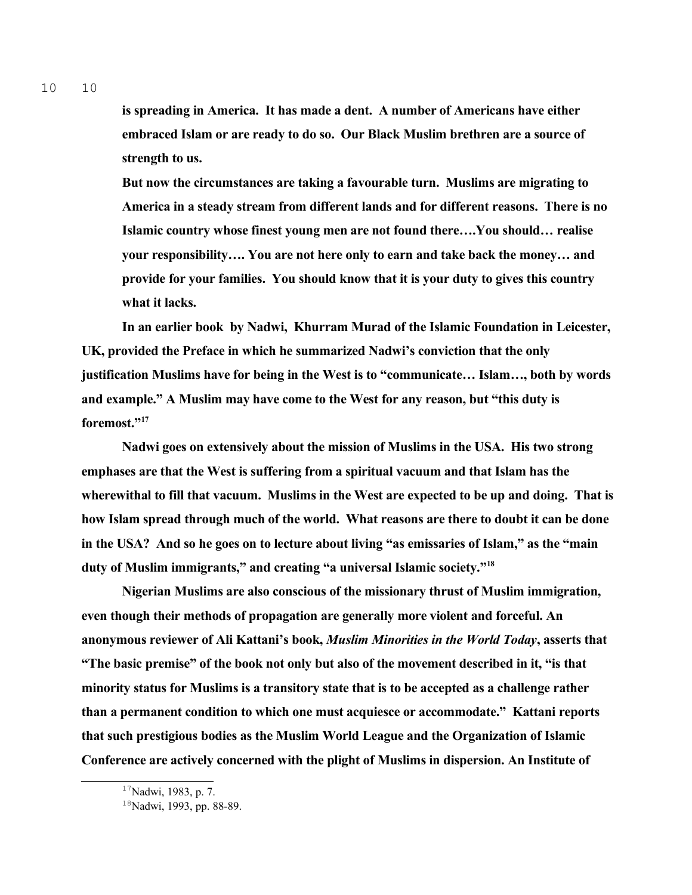**is spreading in America. It has made a dent. A number of Americans have either embraced Islam or are ready to do so. Our Black Muslim brethren are a source of strength to us.**

**But now the circumstances are taking a favourable turn. Muslims are migrating to America in a steady stream from different lands and for different reasons. There is no Islamic country whose finest young men are not found there….You should… realise your responsibility…. You are not here only to earn and take back the money… and provide for your families. You should know that it is your duty to gives this country what it lacks.**

**In an earlier book by Nadwi, Khurram Murad of the Islamic Foundation in Leicester, UK, provided the Preface in which he summarized Nadwi's conviction that the only justification Muslims have for being in the West is to "communicate… Islam…, both by words and example." A Muslim may have come to the West for any reason, but "this duty is foremost."[17]**

**Nadwi goes on extensively about the mission of Muslims in the USA. His two strong emphases are that the West is suffering from a spiritual vacuum and that Islam has the wherewithal to fill that vacuum. Muslims in the West are expected to be up and doing. That is how Islam spread through much of the world. What reasons are there to doubt it can be done in the USA? And so he goes on to lecture about living "as emissaries of Islam," as the "main duty of Muslim immigrants," and creating "a universal Islamic society."[18]**

**Nigerian Muslims are also conscious of the missionary thrust of Muslim immigration, even though their methods of propagation are generally more violent and forceful. An anonymous reviewer of Ali Kattani's book, *Muslim Minorities in the World Today*, asserts that "The basic premise" of the book not only but also of the movement described in it, "is that minority status for Muslims is a transitory state that is to be accepted as a challenge rather than a permanent condition to which one must acquiesce or accommodate." Kattani reports that such prestigious bodies as the Muslim World League and the Organization of Islamic Conference are actively concerned with the plight of Muslims in dispersion. An Institute of**

---

[17] Nadwi, 1983, p. 7.

[18] Nadwi, 1993, pp. 88-89.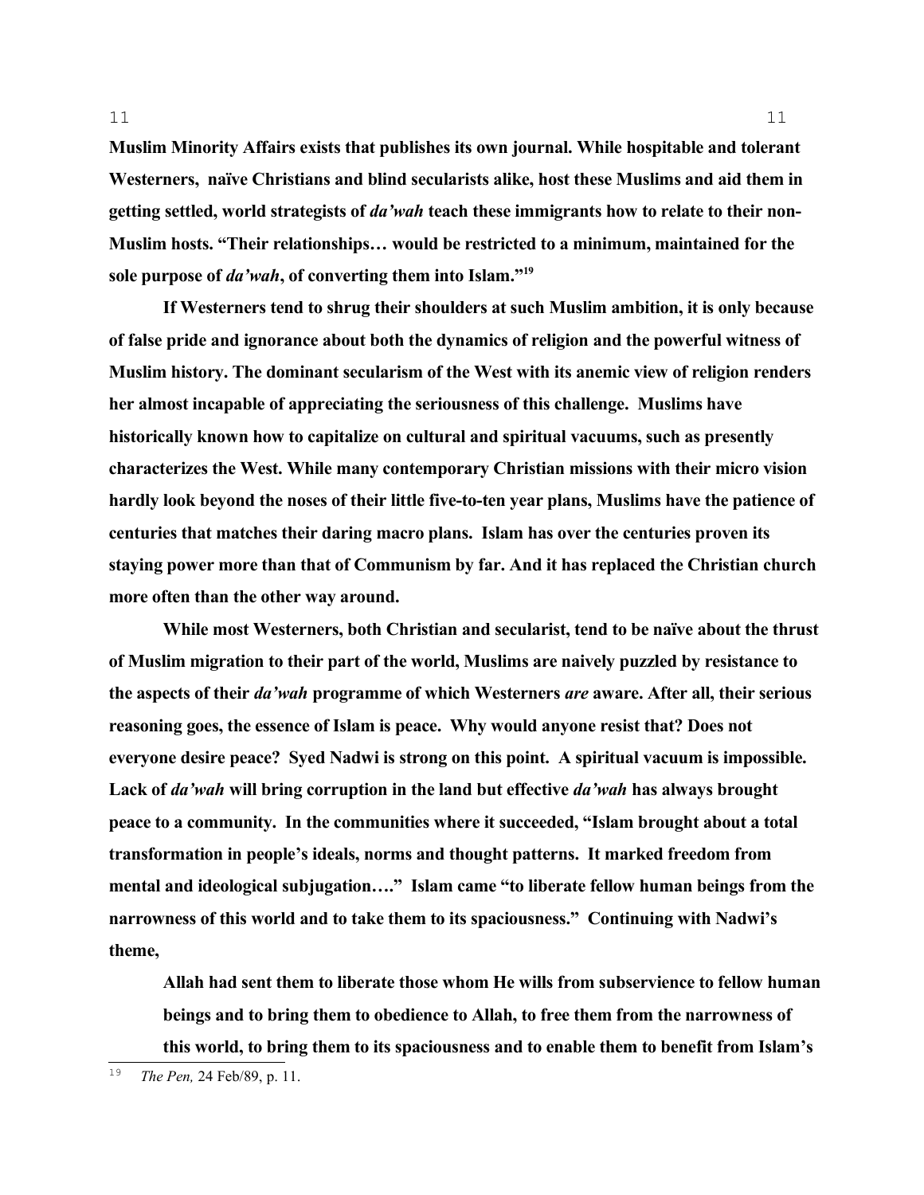**Muslim Minority Affairs exists that publishes its own journal. While hospitable and tolerant Westerners, naïve Christians and blind secularists alike, host these Muslims and aid them in getting settled, world strategists of *da'wah* teach these immigrants how to relate to their non-Muslim hosts. "Their relationships… would be restricted to a minimum, maintained for the sole purpose of *da'wah*, of converting them into Islam."[19]**

**If Westerners tend to shrug their shoulders at such Muslim ambition, it is only because of false pride and ignorance about both the dynamics of religion and the powerful witness of Muslim history. The dominant secularism of the West with its anemic view of religion renders her almost incapable of appreciating the seriousness of this challenge. Muslims have historically known how to capitalize on cultural and spiritual vacuums, such as presently characterizes the West. While many contemporary Christian missions with their micro vision hardly look beyond the noses of their little five-to-ten year plans, Muslims have the patience of centuries that matches their daring macro plans. Islam has over the centuries proven its staying power more than that of Communism by far. And it has replaced the Christian church more often than the other way around.**

**While most Westerners, both Christian and secularist, tend to be naïve about the thrust of Muslim migration to their part of the world, Muslims are naively puzzled by resistance to the aspects of their *da'wah* programme of which Westerners *are* aware. After all, their serious reasoning goes, the essence of Islam is peace. Why would anyone resist that? Does not everyone desire peace? Syed Nadwi is strong on this point. A spiritual vacuum is impossible. Lack of *da'wah* will bring corruption in the land but effective *da'wah* has always brought peace to a community. In the communities where it succeeded, "Islam brought about a total transformation in people's ideals, norms and thought patterns. It marked freedom from mental and ideological subjugation…." Islam came "to liberate fellow human beings from the narrowness of this world and to take them to its spaciousness." Continuing with Nadwi's theme,**

> **Allah had sent them to liberate those whom He wills from subservience to fellow human beings and to bring them to obedience to Allah, to free them from the narrowness of this world, to bring them to its spaciousness and to enable them to benefit from Islam's**

[19] *The Pen,* 24 Feb/89, p. 11.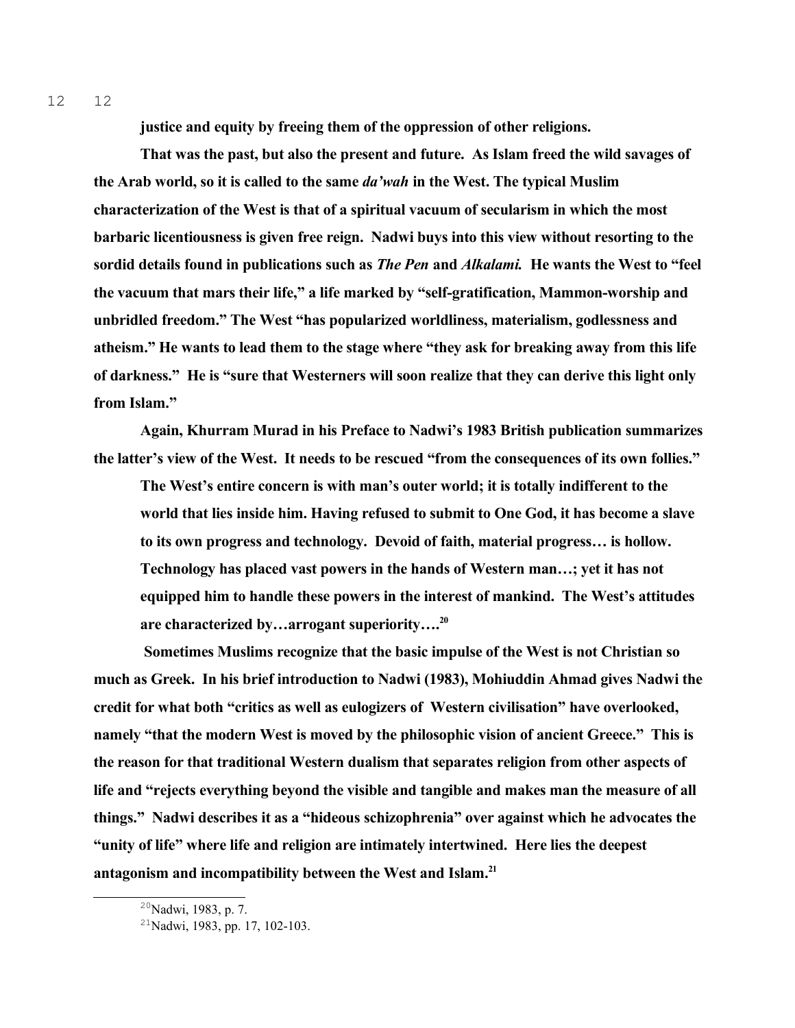**justice and equity by freeing them of the oppression of other religions.**

**That was the past, but also the present and future. As Islam freed the wild savages of the Arab world, so it is called to the same *da'wah* in the West. The typical Muslim characterization of the West is that of a spiritual vacuum of secularism in which the most barbaric licentiousness is given free reign. Nadwi buys into this view without resorting to the sordid details found in publications such as *The Pen* and *Alkalami.* He wants the West to "feel the vacuum that mars their life," a life marked by "self-gratification, Mammon-worship and unbridled freedom." The West "has popularized worldliness, materialism, godlessness and atheism." He wants to lead them to the stage where "they ask for breaking away from this life of darkness." He is "sure that Westerners will soon realize that they can derive this light only from Islam."**

**Again, Khurram Murad in his Preface to Nadwi's 1983 British publication summarizes the latter's view of the West. It needs to be rescued "from the consequences of its own follies."**

> **The West's entire concern is with man's outer world; it is totally indifferent to the world that lies inside him. Having refused to submit to One God, it has become a slave to its own progress and technology. Devoid of faith, material progress… is hollow. Technology has placed vast powers in the hands of Western man…; yet it has not equipped him to handle these powers in the interest of mankind. The West's attitudes are characterized by…arrogant superiority….[20]**

**Sometimes Muslims recognize that the basic impulse of the West is not Christian so much as Greek. In his brief introduction to Nadwi (1983), Mohiuddin Ahmad gives Nadwi the credit for what both "critics as well as eulogizers of Western civilisation" have overlooked, namely "that the modern West is moved by the philosophic vision of ancient Greece." This is the reason for that traditional Western dualism that separates religion from other aspects of life and "rejects everything beyond the visible and tangible and makes man the measure of all things." Nadwi describes it as a "hideous schizophrenia" over against which he advocates the "unity of life" where life and religion are intimately intertwined. Here lies the deepest antagonism and incompatibility between the West and Islam.[21]**

---

[20] Nadwi, 1983, p. 7.

[21] Nadwi, 1983, pp. 17, 102-103.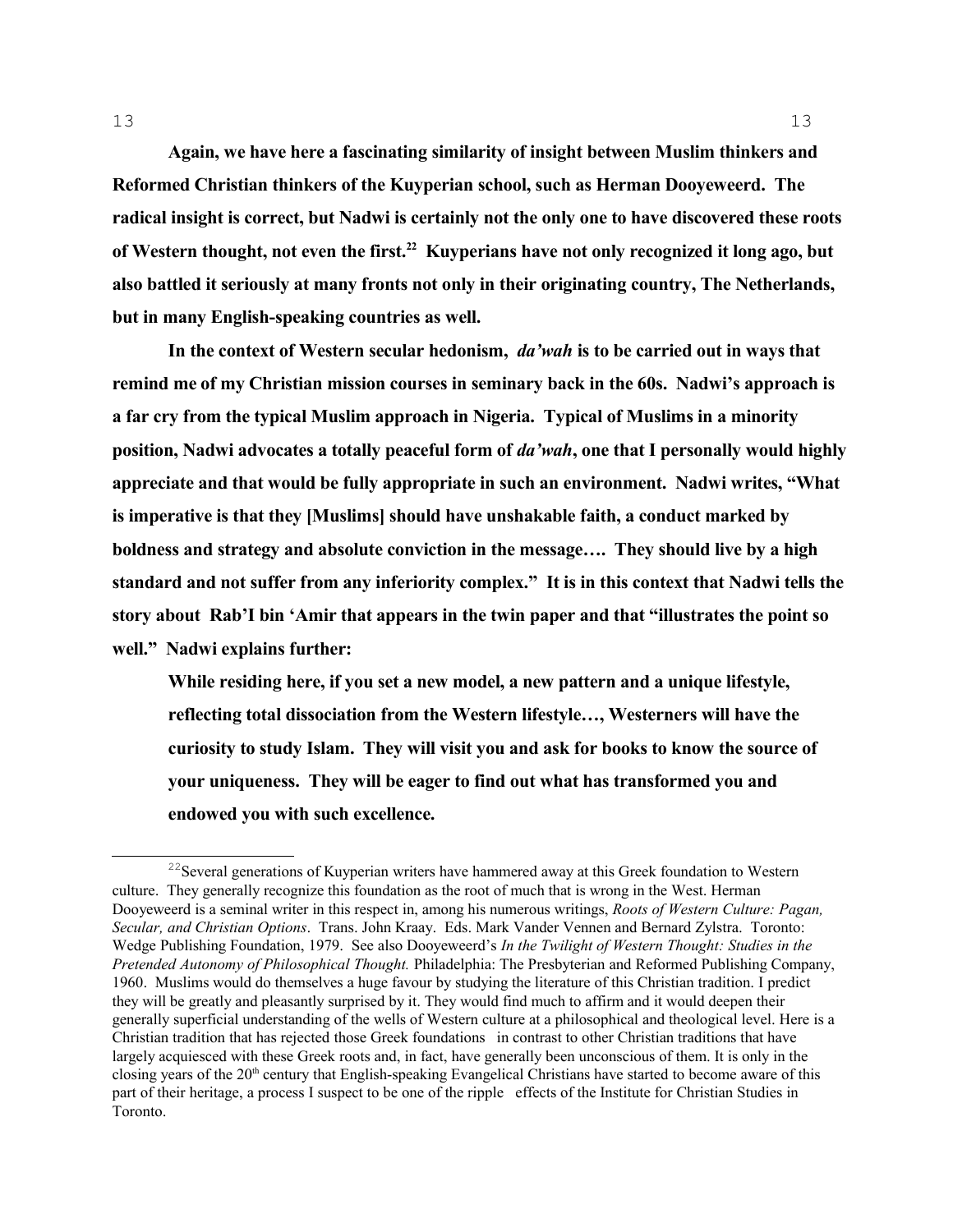**Again, we have here a fascinating similarity of insight between Muslim thinkers and Reformed Christian thinkers of the Kuyperian school, such as Herman Dooyeweerd. The radical insight is correct, but Nadwi is certainly not the only one to have discovered these roots of Western thought, not even the first.[22] Kuyperians have not only recognized it long ago, but also battled it seriously at many fronts not only in their originating country, The Netherlands, but in many English-speaking countries as well.**

**In the context of Western secular hedonism, *da'wah* is to be carried out in ways that remind me of my Christian mission courses in seminary back in the 60s. Nadwi's approach is a far cry from the typical Muslim approach in Nigeria. Typical of Muslims in a minority position, Nadwi advocates a totally peaceful form of *da'wah*, one that I personally would highly appreciate and that would be fully appropriate in such an environment. Nadwi writes, "What is imperative is that they [Muslims] should have unshakable faith, a conduct marked by boldness and strategy and absolute conviction in the message…. They should live by a high standard and not suffer from any inferiority complex." It is in this context that Nadwi tells the story about Rab'I bin 'Amir that appears in the twin paper and that "illustrates the point so well." Nadwi explains further:**

> **While residing here, if you set a new model, a new pattern and a unique lifestyle, reflecting total dissociation from the Western lifestyle…, Westerners will have the curiosity to study Islam. They will visit you and ask for books to know the source of your uniqueness. They will be eager to find out what has transformed you and endowed you with such excellence.**

---

[22] Several generations of Kuyperian writers have hammered away at this Greek foundation to Western culture. They generally recognize this foundation as the root of much that is wrong in the West. Herman Dooyeweerd is a seminal writer in this respect in, among his numerous writings, *Roots of Western Culture: Pagan, Secular, and Christian Options*. Trans. John Kraay. Eds. Mark Vander Vennen and Bernard Zylstra. Toronto: Wedge Publishing Foundation, 1979. See also Dooyeweerd's *In the Twilight of Western Thought: Studies in the Pretended Autonomy of Philosophical Thought.* Philadelphia: The Presbyterian and Reformed Publishing Company, 1960. Muslims would do themselves a huge favour by studying the literature of this Christian tradition. I predict they will be greatly and pleasantly surprised by it. They would find much to affirm and it would deepen their generally superficial understanding of the wells of Western culture at a philosophical and theological level. Here is a Christian tradition that has rejected those Greek foundations in contrast to other Christian traditions that have largely acquiesced with these Greek roots and, in fact, have generally been unconscious of them. It is only in the closing years of the 20th century that English-speaking Evangelical Christians have started to become aware of this part of their heritage, a process I suspect to be one of the ripple effects of the Institute for Christian Studies in Toronto.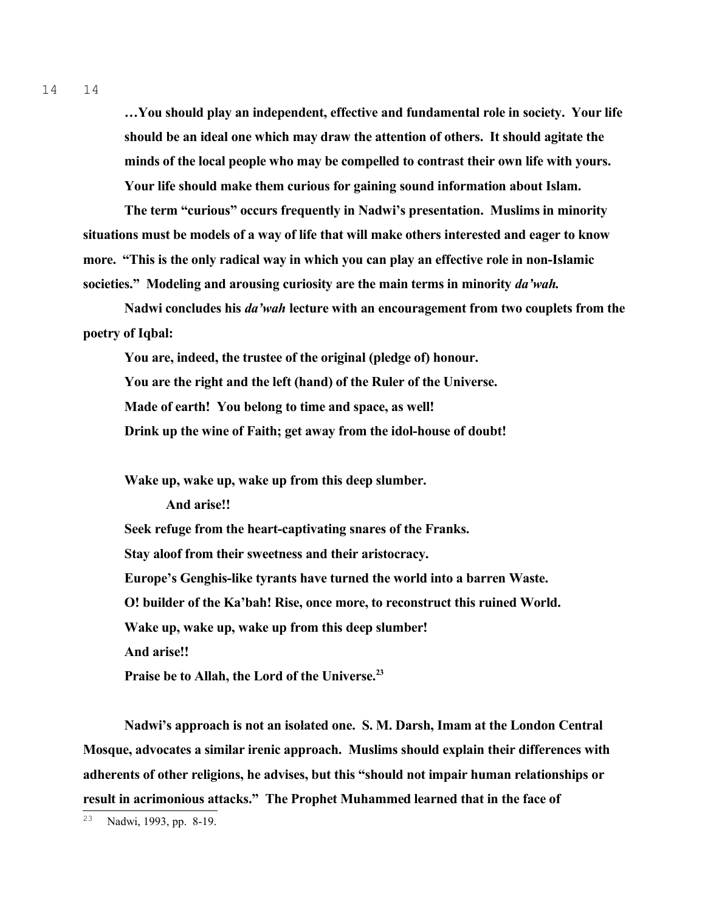**…You should play an independent, effective and fundamental role in society. Your life should be an ideal one which may draw the attention of others. It should agitate the minds of the local people who may be compelled to contrast their own life with yours. Your life should make them curious for gaining sound information about Islam.**

**The term "curious" occurs frequently in Nadwi's presentation. Muslims in minority situations must be models of a way of life that will make others interested and eager to know more. "This is the only radical way in which you can play an effective role in non-Islamic societies." Modeling and arousing curiosity are the main terms in minority *da'wah.***

**Nadwi concludes his *da'wah* lecture with an encouragement from two couplets from the poetry of Iqbal:**

**You are, indeed, the trustee of the original (pledge of) honour.**
**You are the right and the left (hand) of the Ruler of the Universe.**
**Made of earth! You belong to time and space, as well!**
**Drink up the wine of Faith; get away from the idol-house of doubt!**

**Wake up, wake up, wake up from this deep slumber.**
**And arise!!**
**Seek refuge from the heart-captivating snares of the Franks.**
**Stay aloof from their sweetness and their aristocracy.**
**Europe's Genghis-like tyrants have turned the world into a barren Waste.**
**O! builder of the Ka'bah! Rise, once more, to reconstruct this ruined World.**
**Wake up, wake up, wake up from this deep slumber!**
**And arise!!**
**Praise be to Allah, the Lord of the Universe.[23]**

**Nadwi's approach is not an isolated one. S. M. Darsh, Imam at the London Central Mosque, advocates a similar irenic approach. Muslims should explain their differences with adherents of other religions, he advises, but this "should not impair human relationships or result in acrimonious attacks." The Prophet Muhammed learned that in the face of**

[23] Nadwi, 1993, pp. 8-19.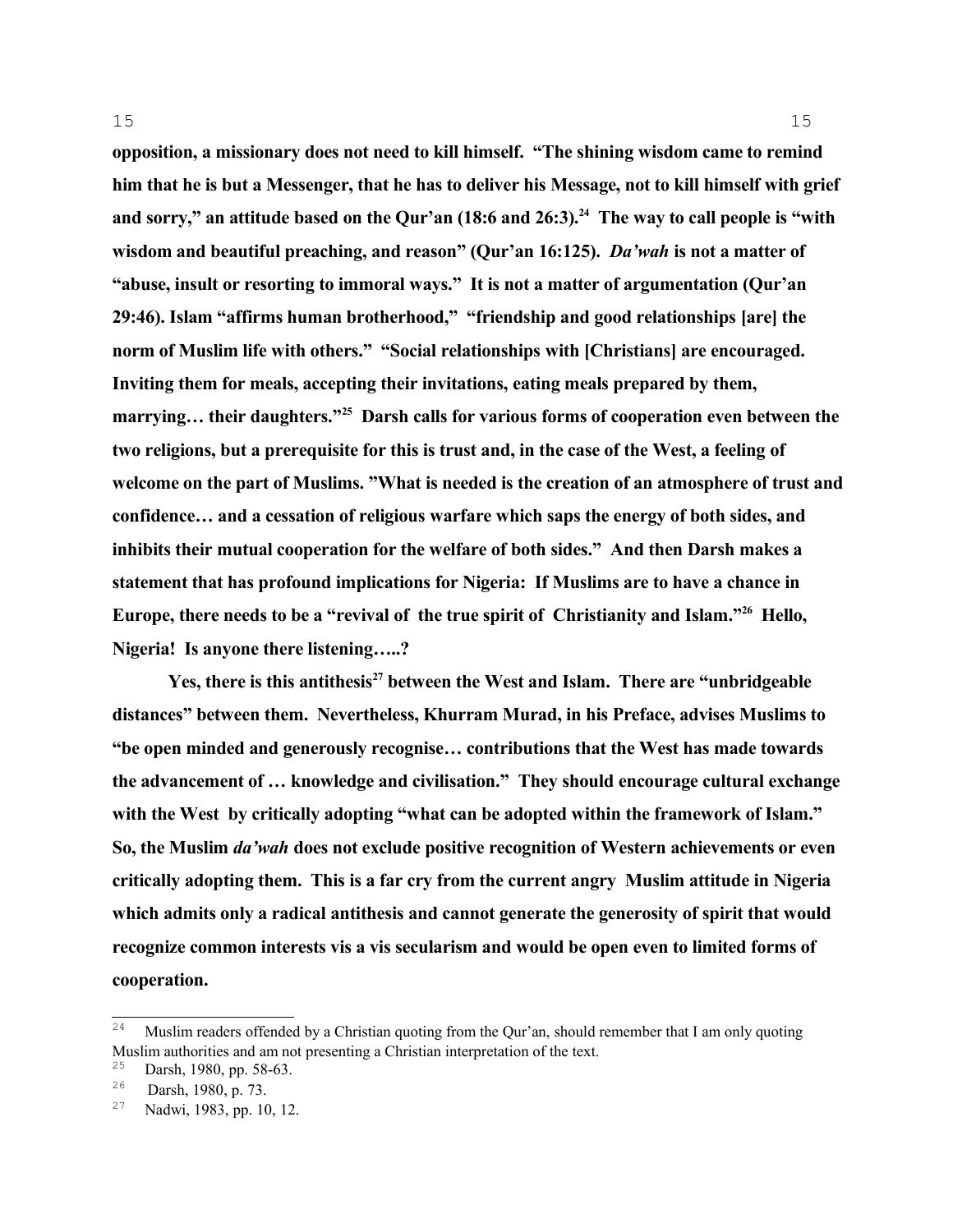**opposition, a missionary does not need to kill himself. "The shining wisdom came to remind him that he is but a Messenger, that he has to deliver his Message, not to kill himself with grief and sorry," an attitude based on the Qur'an (18:6 and 26:3).[24] The way to call people is "with wisdom and beautiful preaching, and reason" (Qur'an 16:125). *Da'wah* is not a matter of "abuse, insult or resorting to immoral ways." It is not a matter of argumentation (Qur'an 29:46). Islam "affirms human brotherhood," "friendship and good relationships [are] the norm of Muslim life with others." "Social relationships with [Christians] are encouraged. Inviting them for meals, accepting their invitations, eating meals prepared by them, marrying… their daughters."[25] Darsh calls for various forms of cooperation even between the two religions, but a prerequisite for this is trust and, in the case of the West, a feeling of welcome on the part of Muslims. "What is needed is the creation of an atmosphere of trust and confidence… and a cessation of religious warfare which saps the energy of both sides, and inhibits their mutual cooperation for the welfare of both sides." And then Darsh makes a statement that has profound implications for Nigeria: If Muslims are to have a chance in Europe, there needs to be a "revival of the true spirit of Christianity and Islam."[26] Hello, Nigeria! Is anyone there listening…..?**

**Yes, there is this antithesis[27] between the West and Islam. There are "unbridgeable distances" between them. Nevertheless, Khurram Murad, in his Preface, advises Muslims to "be open minded and generously recognise… contributions that the West has made towards the advancement of … knowledge and civilisation." They should encourage cultural exchange with the West by critically adopting "what can be adopted within the framework of Islam." So, the Muslim *da'wah* does not exclude positive recognition of Western achievements or even critically adopting them. This is a far cry from the current angry Muslim attitude in Nigeria which admits only a radical antithesis and cannot generate the generosity of spirit that would recognize common interests vis a vis secularism and would be open even to limited forms of cooperation.**

---

[24] Muslim readers offended by a Christian quoting from the Qur'an, should remember that I am only quoting Muslim authorities and am not presenting a Christian interpretation of the text.

[25] Darsh, 1980, pp. 58-63.

[26] Darsh, 1980, p. 73.

[27] Nadwi, 1983, pp. 10, 12.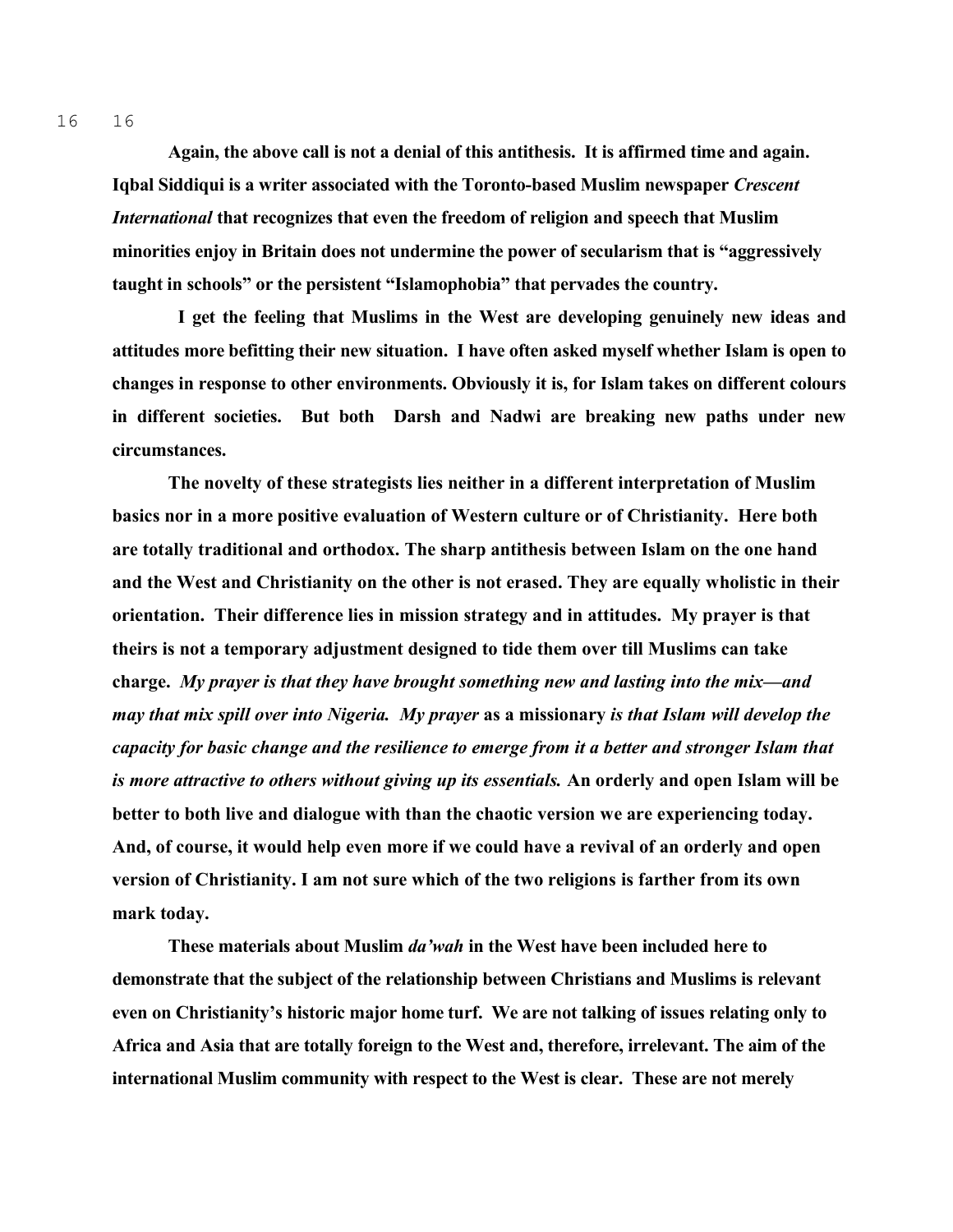**Again, the above call is not a denial of this antithesis. It is affirmed time and again. Iqbal Siddiqui is a writer associated with the Toronto-based Muslim newspaper *Crescent International* that recognizes that even the freedom of religion and speech that Muslim minorities enjoy in Britain does not undermine the power of secularism that is "aggressively taught in schools" or the persistent "Islamophobia" that pervades the country.**

**I get the feeling that Muslims in the West are developing genuinely new ideas and attitudes more befitting their new situation. I have often asked myself whether Islam is open to changes in response to other environments. Obviously it is, for Islam takes on different colours in different societies. But both Darsh and Nadwi are breaking new paths under new circumstances.**

**The novelty of these strategists lies neither in a different interpretation of Muslim basics nor in a more positive evaluation of Western culture or of Christianity. Here both are totally traditional and orthodox. The sharp antithesis between Islam on the one hand and the West and Christianity on the other is not erased. They are equally wholistic in their orientation. Their difference lies in mission strategy and in attitudes. My prayer is that theirs is not a temporary adjustment designed to tide them over till Muslims can take charge. *My prayer is that they have brought something new and lasting into the mix—and may that mix spill over into Nigeria. My prayer* as a missionary *is that Islam will develop the capacity for basic change and the resilience to emerge from it a better and stronger Islam that is more attractive to others without giving up its essentials.* An orderly and open Islam will be better to both live and dialogue with than the chaotic version we are experiencing today. And, of course, it would help even more if we could have a revival of an orderly and open version of Christianity. I am not sure which of the two religions is farther from its own mark today.**

**These materials about Muslim *da'wah* in the West have been included here to demonstrate that the subject of the relationship between Christians and Muslims is relevant even on Christianity's historic major home turf. We are not talking of issues relating only to Africa and Asia that are totally foreign to the West and, therefore, irrelevant. The aim of the international Muslim community with respect to the West is clear. These are not merely**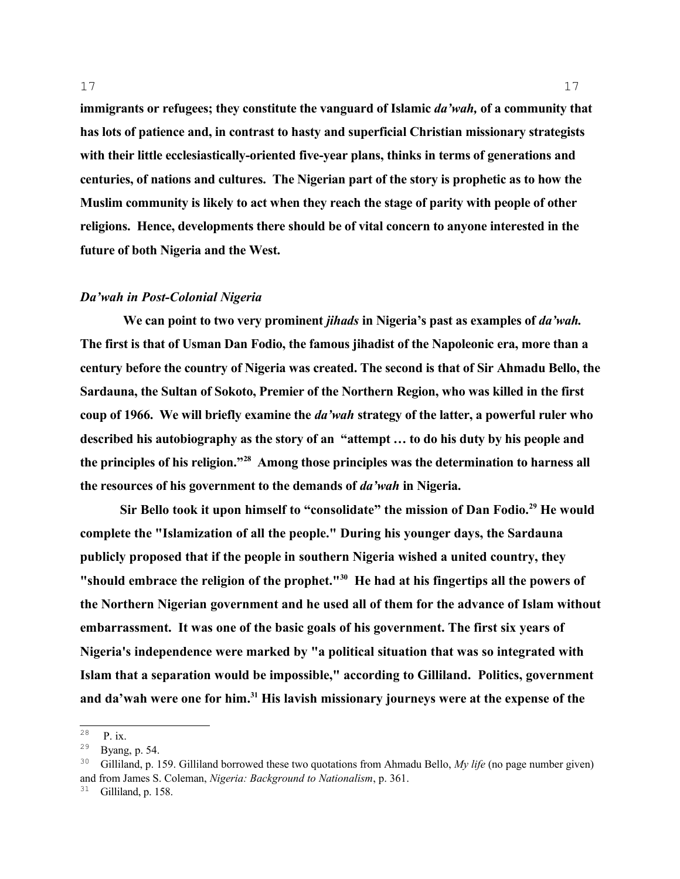**immigrants or refugees; they constitute the vanguard of Islamic *da'wah,* of a community that has lots of patience and, in contrast to hasty and superficial Christian missionary strategists with their little ecclesiastically-oriented five-year plans, thinks in terms of generations and centuries, of nations and cultures. The Nigerian part of the story is prophetic as to how the Muslim community is likely to act when they reach the stage of parity with people of other religions. Hence, developments there should be of vital concern to anyone interested in the future of both Nigeria and the West.**

### *Da'wah in Post-Colonial Nigeria*

**We can point to two very prominent *jihads* in Nigeria's past as examples of *da'wah.* The first is that of Usman Dan Fodio, the famous jihadist of the Napoleonic era, more than a century before the country of Nigeria was created. The second is that of Sir Ahmadu Bello, the Sardauna, the Sultan of Sokoto, Premier of the Northern Region, who was killed in the first coup of 1966. We will briefly examine the *da'wah* strategy of the latter, a powerful ruler who described his autobiography as the story of an "attempt … to do his duty by his people and the principles of his religion."[28] Among those principles was the determination to harness all the resources of his government to the demands of *da'wah* in Nigeria.**

**Sir Bello took it upon himself to "consolidate" the mission of Dan Fodio.[29] He would complete the "Islamization of all the people." During his younger days, the Sardauna publicly proposed that if the people in southern Nigeria wished a united country, they "should embrace the religion of the prophet."[30] He had at his fingertips all the powers of the Northern Nigerian government and he used all of them for the advance of Islam without embarrassment. It was one of the basic goals of his government. The first six years of Nigeria's independence were marked by "a political situation that was so integrated with Islam that a separation would be impossible," according to Gilliland. Politics, government and da'wah were one for him.[31] His lavish missionary journeys were at the expense of the**

---

[28] P. ix.

[29] Byang, p. 54.

[30] Gilliland, p. 159. Gilliland borrowed these two quotations from Ahmadu Bello, *My life* (no page number given) and from James S. Coleman, *Nigeria: Background to Nationalism*, p. 361.

[31] Gilliland, p. 158.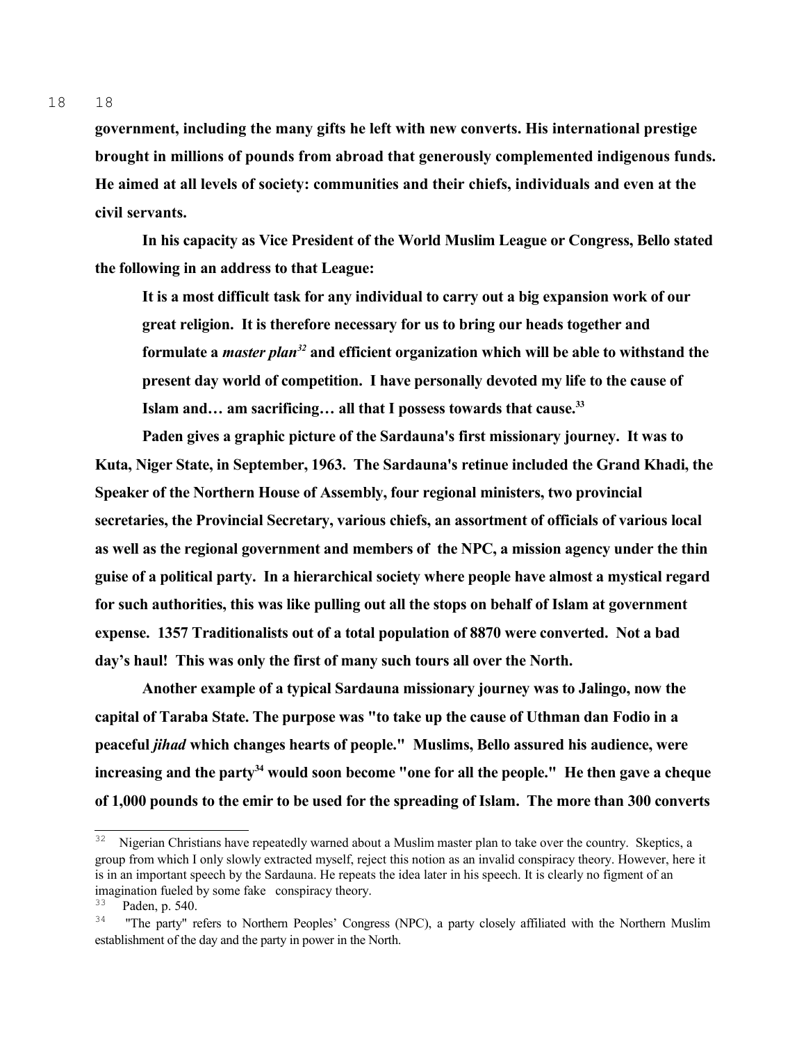**government, including the many gifts he left with new converts. His international prestige brought in millions of pounds from abroad that generously complemented indigenous funds. He aimed at all levels of society: communities and their chiefs, individuals and even at the civil servants.**

**In his capacity as Vice President of the World Muslim League or Congress, Bello stated the following in an address to that League:**

> **It is a most difficult task for any individual to carry out a big expansion work of our great religion. It is therefore necessary for us to bring our heads together and formulate a *master plan*[32] and efficient organization which will be able to withstand the present day world of competition. I have personally devoted my life to the cause of Islam and… am sacrificing… all that I possess towards that cause.[33]**

**Paden gives a graphic picture of the Sardauna's first missionary journey. It was to Kuta, Niger State, in September, 1963. The Sardauna's retinue included the Grand Khadi, the Speaker of the Northern House of Assembly, four regional ministers, two provincial secretaries, the Provincial Secretary, various chiefs, an assortment of officials of various local as well as the regional government and members of the NPC, a mission agency under the thin guise of a political party. In a hierarchical society where people have almost a mystical regard for such authorities, this was like pulling out all the stops on behalf of Islam at government expense. 1357 Traditionalists out of a total population of 8870 were converted. Not a bad day's haul! This was only the first of many such tours all over the North.**

**Another example of a typical Sardauna missionary journey was to Jalingo, now the capital of Taraba State. The purpose was "to take up the cause of Uthman dan Fodio in a peaceful *jihad* which changes hearts of people." Muslims, Bello assured his audience, were increasing and the party[34] would soon become "one for all the people." He then gave a cheque of 1,000 pounds to the emir to be used for the spreading of Islam. The more than 300 converts**

---

[32] Nigerian Christians have repeatedly warned about a Muslim master plan to take over the country. Skeptics, a group from which I only slowly extracted myself, reject this notion as an invalid conspiracy theory. However, here it is in an important speech by the Sardauna. He repeats the idea later in his speech. It is clearly no figment of an imagination fueled by some fake conspiracy theory.

[33] Paden, p. 540.

[34] "The party" refers to Northern Peoples' Congress (NPC), a party closely affiliated with the Northern Muslim establishment of the day and the party in power in the North.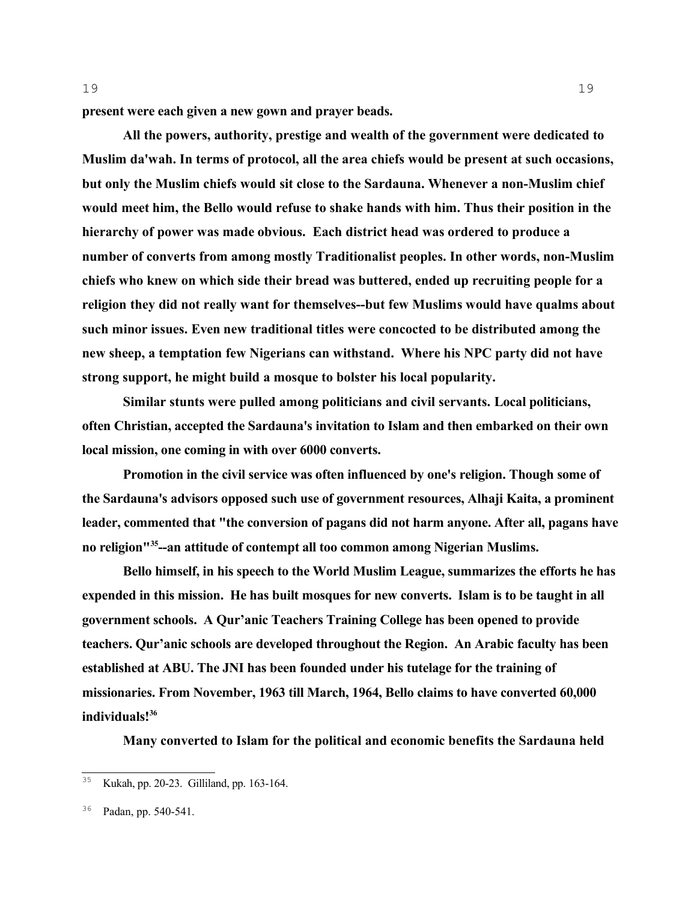**present were each given a new gown and prayer beads.**

**All the powers, authority, prestige and wealth of the government were dedicated to Muslim da'wah. In terms of protocol, all the area chiefs would be present at such occasions, but only the Muslim chiefs would sit close to the Sardauna. Whenever a non-Muslim chief would meet him, the Bello would refuse to shake hands with him. Thus their position in the hierarchy of power was made obvious. Each district head was ordered to produce a number of converts from among mostly Traditionalist peoples. In other words, non-Muslim chiefs who knew on which side their bread was buttered, ended up recruiting people for a religion they did not really want for themselves--but few Muslims would have qualms about such minor issues. Even new traditional titles were concocted to be distributed among the new sheep, a temptation few Nigerians can withstand. Where his NPC party did not have strong support, he might build a mosque to bolster his local popularity.**

**Similar stunts were pulled among politicians and civil servants. Local politicians, often Christian, accepted the Sardauna's invitation to Islam and then embarked on their own local mission, one coming in with over 6000 converts.**

**Promotion in the civil service was often influenced by one's religion. Though some of the Sardauna's advisors opposed such use of government resources, Alhaji Kaita, a prominent leader, commented that "the conversion of pagans did not harm anyone. After all, pagans have no religion"[35]--an attitude of contempt all too common among Nigerian Muslims.**

**Bello himself, in his speech to the World Muslim League, summarizes the efforts he has expended in this mission. He has built mosques for new converts. Islam is to be taught in all government schools. A Qur'anic Teachers Training College has been opened to provide teachers. Qur'anic schools are developed throughout the Region. An Arabic faculty has been established at ABU. The JNI has been founded under his tutelage for the training of missionaries. From November, 1963 till March, 1964, Bello claims to have converted 60,000 individuals![36]**

**Many converted to Islam for the political and economic benefits the Sardauna held**

---

[35] Kukah, pp. 20-23. Gilliland, pp. 163-164.

[36] Padan, pp. 540-541.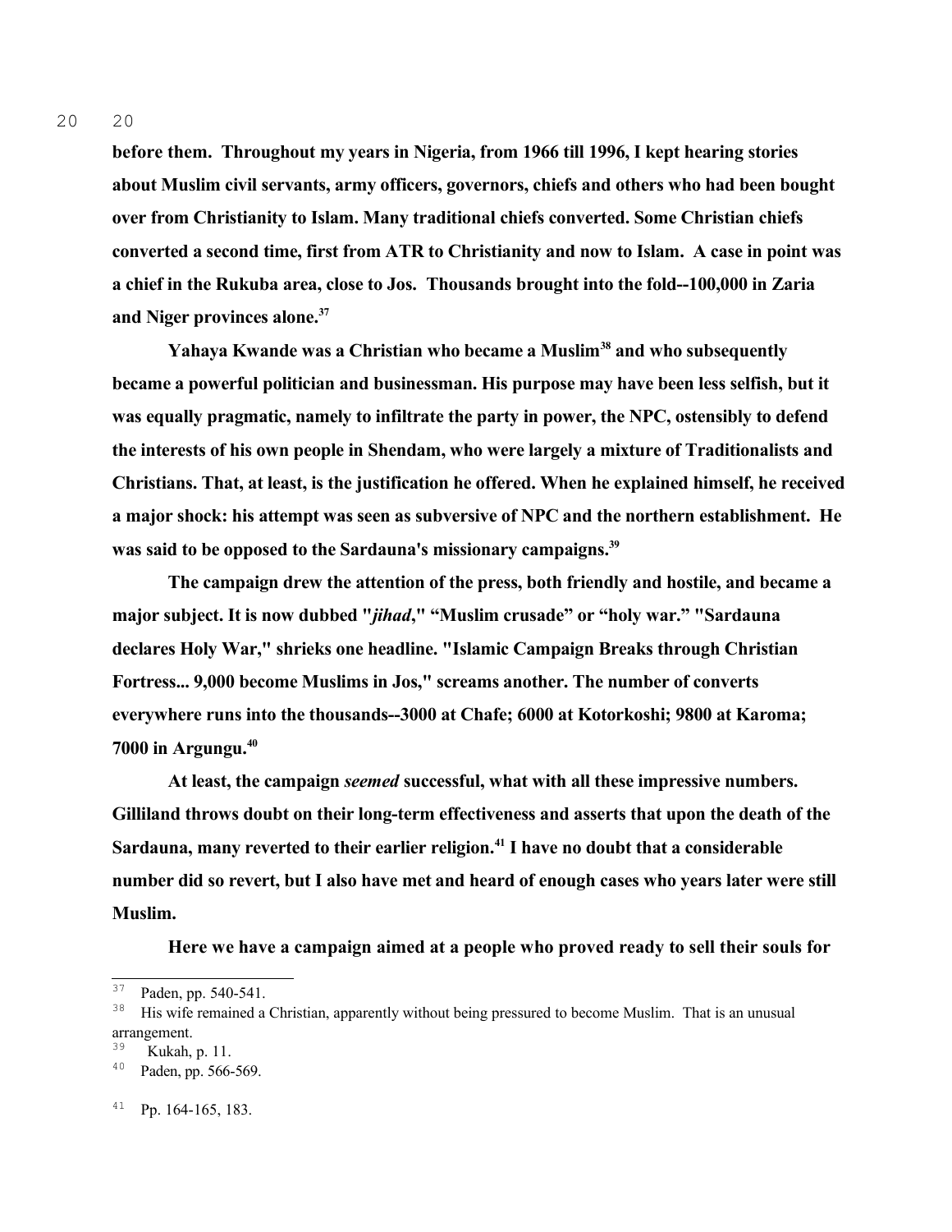**before them. Throughout my years in Nigeria, from 1966 till 1996, I kept hearing stories about Muslim civil servants, army officers, governors, chiefs and others who had been bought over from Christianity to Islam. Many traditional chiefs converted. Some Christian chiefs converted a second time, first from ATR to Christianity and now to Islam. A case in point was a chief in the Rukuba area, close to Jos. Thousands brought into the fold--100,000 in Zaria and Niger provinces alone.[37]**

**Yahaya Kwande was a Christian who became a Muslim[38] and who subsequently became a powerful politician and businessman. His purpose may have been less selfish, but it was equally pragmatic, namely to infiltrate the party in power, the NPC, ostensibly to defend the interests of his own people in Shendam, who were largely a mixture of Traditionalists and Christians. That, at least, is the justification he offered. When he explained himself, he received a major shock: his attempt was seen as subversive of NPC and the northern establishment. He was said to be opposed to the Sardauna's missionary campaigns.[39]**

**The campaign drew the attention of the press, both friendly and hostile, and became a major subject. It is now dubbed "*jihad*," "Muslim crusade" or "holy war." "Sardauna declares Holy War," shrieks one headline. "Islamic Campaign Breaks through Christian Fortress... 9,000 become Muslims in Jos," screams another. The number of converts everywhere runs into the thousands--3000 at Chafe; 6000 at Kotorkoshi; 9800 at Karoma; 7000 in Argungu.[40]**

**At least, the campaign *seemed* successful, what with all these impressive numbers. Gilliland throws doubt on their long-term effectiveness and asserts that upon the death of the Sardauna, many reverted to their earlier religion.[41] I have no doubt that a considerable number did so revert, but I also have met and heard of enough cases who years later were still Muslim.**

**Here we have a campaign aimed at a people who proved ready to sell their souls for**

---

[37] Paden, pp. 540-541.

[38] His wife remained a Christian, apparently without being pressured to become Muslim. That is an unusual arrangement.

[39] Kukah, p. 11.

[40] Paden, pp. 566-569.

[41] Pp. 164-165, 183.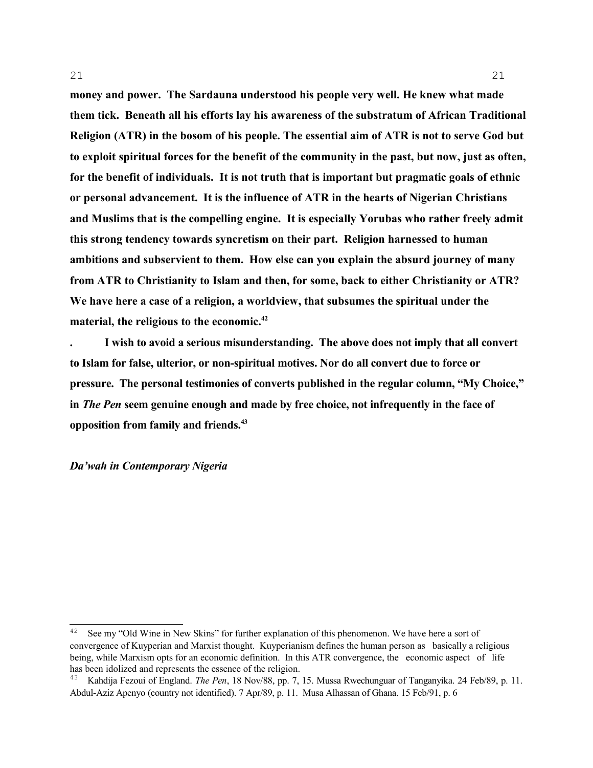**money and power. The Sardauna understood his people very well. He knew what made them tick. Beneath all his efforts lay his awareness of the substratum of African Traditional Religion (ATR) in the bosom of his people. The essential aim of ATR is not to serve God but to exploit spiritual forces for the benefit of the community in the past, but now, just as often, for the benefit of individuals. It is not truth that is important but pragmatic goals of ethnic or personal advancement. It is the influence of ATR in the hearts of Nigerian Christians and Muslims that is the compelling engine. It is especially Yorubas who rather freely admit this strong tendency towards syncretism on their part. Religion harnessed to human ambitions and subservient to them. How else can you explain the absurd journey of many from ATR to Christianity to Islam and then, for some, back to either Christianity or ATR? We have here a case of a religion, a worldview, that subsumes the spiritual under the material, the religious to the economic.**[42]

**. I wish to avoid a serious misunderstanding. The above does not imply that all convert to Islam for false, ulterior, or non-spiritual motives. Nor do all convert due to force or pressure. The personal testimonies of converts published in the regular column, "My Choice," in *The Pen* seem genuine enough and made by free choice, not infrequently in the face of opposition from family and friends.**[43]

***Da'wah in Contemporary Nigeria***

---

[42] See my "Old Wine in New Skins" for further explanation of this phenomenon. We have here a sort of convergence of Kuyperian and Marxist thought. Kuyperianism defines the human person as basically a religious being, while Marxism opts for an economic definition. In this ATR convergence, the economic aspect of life has been idolized and represents the essence of the religion.

[43] Kahdija Fezoui of England. *The Pen*, 18 Nov/88, pp. 7, 15. Mussa Rwechunguar of Tanganyika. 24 Feb/89, p. 11. Abdul-Aziz Apenyo (country not identified). 7 Apr/89, p. 11. Musa Alhassan of Ghana. 15 Feb/91, p. 6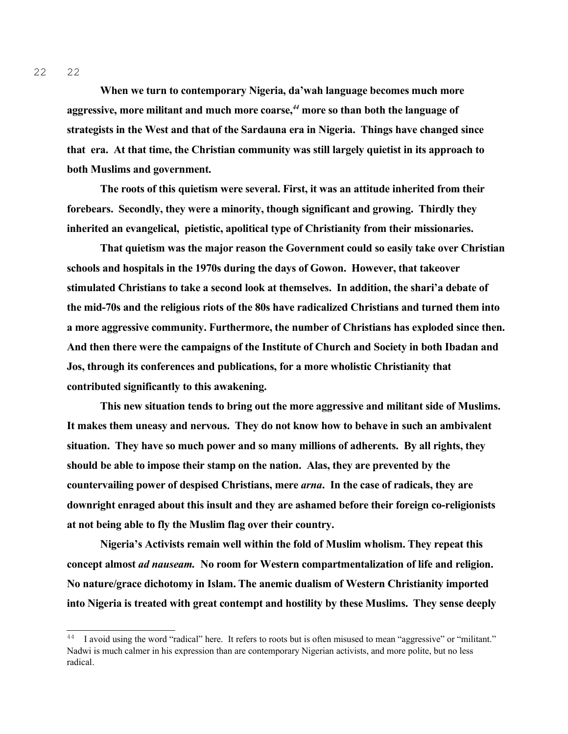**When we turn to contemporary Nigeria, da'wah language becomes much more aggressive, more militant and much more coarse,**[44] **more so than both the language of strategists in the West and that of the Sardauna era in Nigeria. Things have changed since that era. At that time, the Christian community was still largely quietist in its approach to both Muslims and government.**

**The roots of this quietism were several. First, it was an attitude inherited from their forebears. Secondly, they were a minority, though significant and growing. Thirdly they inherited an evangelical, pietistic, apolitical type of Christianity from their missionaries.**

**That quietism was the major reason the Government could so easily take over Christian schools and hospitals in the 1970s during the days of Gowon. However, that takeover stimulated Christians to take a second look at themselves. In addition, the shari'a debate of the mid-70s and the religious riots of the 80s have radicalized Christians and turned them into a more aggressive community. Furthermore, the number of Christians has exploded since then. And then there were the campaigns of the Institute of Church and Society in both Ibadan and Jos, through its conferences and publications, for a more wholistic Christianity that contributed significantly to this awakening.**

**This new situation tends to bring out the more aggressive and militant side of Muslims. It makes them uneasy and nervous. They do not know how to behave in such an ambivalent situation. They have so much power and so many millions of adherents. By all rights, they should be able to impose their stamp on the nation. Alas, they are prevented by the countervailing power of despised Christians, mere *arna*. In the case of radicals, they are downright enraged about this insult and they are ashamed before their foreign co-religionists at not being able to fly the Muslim flag over their country.**

**Nigeria's Activists remain well within the fold of Muslim wholism. They repeat this concept almost *ad nauseam.* No room for Western compartmentalization of life and religion. No nature/grace dichotomy in Islam. The anemic dualism of Western Christianity imported into Nigeria is treated with great contempt and hostility by these Muslims. They sense deeply**

---

[44] I avoid using the word "radical" here. It refers to roots but is often misused to mean "aggressive" or "militant." Nadwi is much calmer in his expression than are contemporary Nigerian activists, and more polite, but no less radical.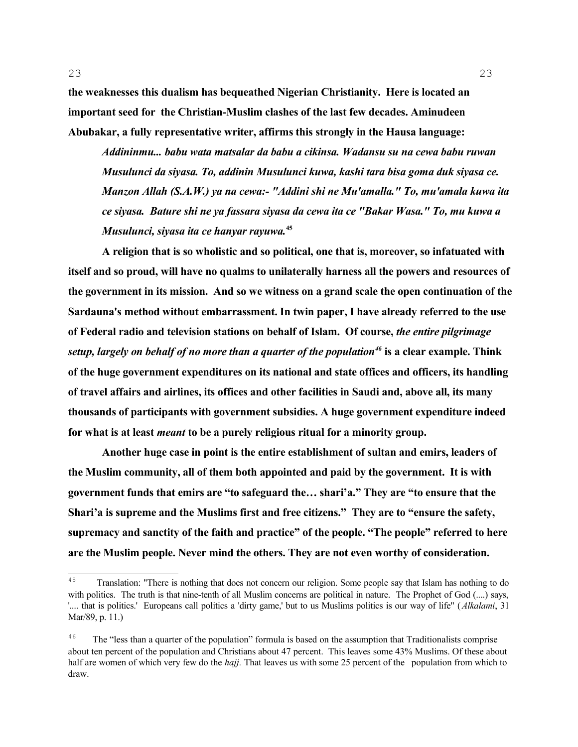**the weaknesses this dualism has bequeathed Nigerian Christianity. Here is located an important seed for the Christian-Muslim clashes of the last few decades. Aminudeen Abubakar, a fully representative writer, affirms this strongly in the Hausa language:**

> ***Addininmu... babu wata matsalar da babu a cikinsa. Wadansu su na cewa babu ruwan Musulunci da siyasa. To, addinin Musulunci kuwa, kashi tara bisa goma duk siyasa ce. Manzon Allah (S.A.W.) ya na cewa:- "Addini shi ne Mu'amalla." To, mu'amala kuwa ita ce siyasa. Bature shi ne ya fassara siyasa da cewa ita ce "Bakar Wasa." To, mu kuwa a Musulunci, siyasa ita ce hanyar rayuwa.***[45]

**A religion that is so wholistic and so political, one that is, moreover, so infatuated with itself and so proud, will have no qualms to unilaterally harness all the powers and resources of the government in its mission. And so we witness on a grand scale the open continuation of the Sardauna's method without embarrassment. In twin paper, I have already referred to the use of Federal radio and television stations on behalf of Islam. Of course, *the entire pilgrimage setup, largely on behalf of no more than a quarter of the population*[46] is a clear example. Think of the huge government expenditures on its national and state offices and officers, its handling of travel affairs and airlines, its offices and other facilities in Saudi and, above all, its many thousands of participants with government subsidies. A huge government expenditure indeed for what is at least *meant* to be a purely religious ritual for a minority group.**

**Another huge case in point is the entire establishment of sultan and emirs, leaders of the Muslim community, all of them both appointed and paid by the government. It is with government funds that emirs are "to safeguard the… shari'a." They are "to ensure that the Shari'a is supreme and the Muslims first and free citizens." They are to "ensure the safety, supremacy and sanctity of the faith and practice" of the people. "The people" referred to here are the Muslim people. Never mind the others. They are not even worthy of consideration.**

---

[45] Translation: "There is nothing that does not concern our religion. Some people say that Islam has nothing to do with politics. The truth is that nine-tenth of all Muslim concerns are political in nature. The Prophet of God (....) says, '.... that is politics.' Europeans call politics a 'dirty game,' but to us Muslims politics is our way of life" (*Alkalami*, 31 Mar/89, p. 11.)

[46] The "less than a quarter of the population" formula is based on the assumption that Traditionalists comprise about ten percent of the population and Christians about 47 percent. This leaves some 43% Muslims. Of these about half are women of which very few do the *hajj.* That leaves us with some 25 percent of the population from which to draw.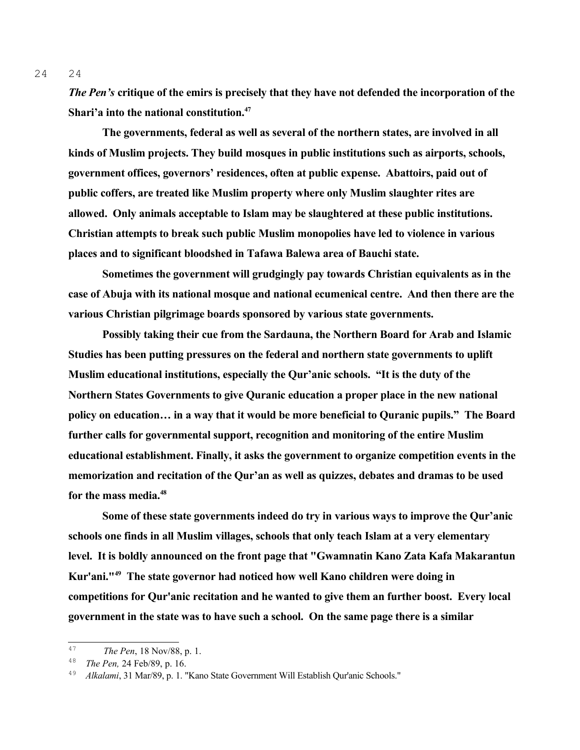**_The Pen's_ critique of the emirs is precisely that they have not defended the incorporation of the Shari'a into the national constitution.[47]**

**The governments, federal as well as several of the northern states, are involved in all kinds of Muslim projects. They build mosques in public institutions such as airports, schools, government offices, governors' residences, often at public expense. Abattoirs, paid out of public coffers, are treated like Muslim property where only Muslim slaughter rites are allowed. Only animals acceptable to Islam may be slaughtered at these public institutions. Christian attempts to break such public Muslim monopolies have led to violence in various places and to significant bloodshed in Tafawa Balewa area of Bauchi state.**

**Sometimes the government will grudgingly pay towards Christian equivalents as in the case of Abuja with its national mosque and national ecumenical centre. And then there are the various Christian pilgrimage boards sponsored by various state governments.**

**Possibly taking their cue from the Sardauna, the Northern Board for Arab and Islamic Studies has been putting pressures on the federal and northern state governments to uplift Muslim educational institutions, especially the Qur'anic schools. "It is the duty of the Northern States Governments to give Quranic education a proper place in the new national policy on education… in a way that it would be more beneficial to Quranic pupils." The Board further calls for governmental support, recognition and monitoring of the entire Muslim educational establishment. Finally, it asks the government to organize competition events in the memorization and recitation of the Qur'an as well as quizzes, debates and dramas to be used for the mass media.[48]**

**Some of these state governments indeed do try in various ways to improve the Qur'anic schools one finds in all Muslim villages, schools that only teach Islam at a very elementary level. It is boldly announced on the front page that "Gwamnatin Kano Zata Kafa Makarantun Kur'ani."[49] The state governor had noticed how well Kano children were doing in competitions for Qur'anic recitation and he wanted to give them an further boost. Every local government in the state was to have such a school. On the same page there is a similar**

---

[47] *The Pen*, 18 Nov/88, p. 1.

[48] *The Pen,* 24 Feb/89, p. 16.

[49] *Alkalami*, 31 Mar/89, p. 1. "Kano State Government Will Establish Qur'anic Schools."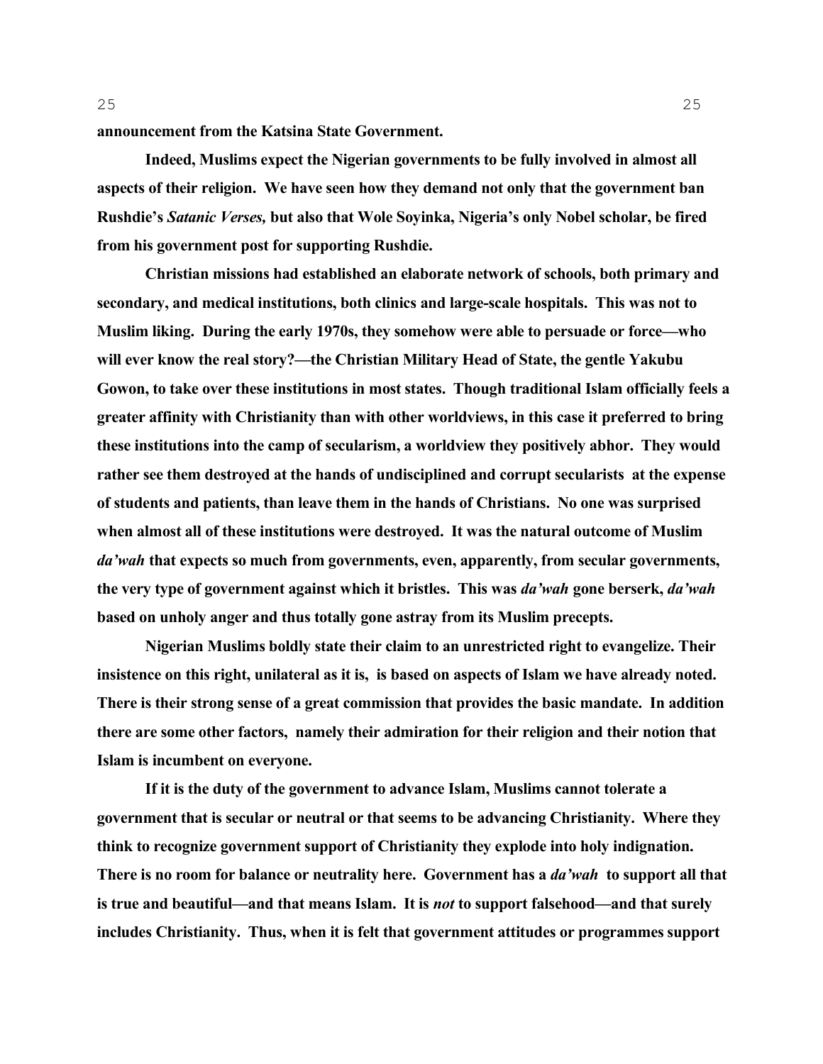**announcement from the Katsina State Government.**

**Indeed, Muslims expect the Nigerian governments to be fully involved in almost all aspects of their religion. We have seen how they demand not only that the government ban Rushdie's *Satanic Verses,* but also that Wole Soyinka, Nigeria's only Nobel scholar, be fired from his government post for supporting Rushdie.**

**Christian missions had established an elaborate network of schools, both primary and secondary, and medical institutions, both clinics and large-scale hospitals. This was not to Muslim liking. During the early 1970s, they somehow were able to persuade or force—who will ever know the real story?—the Christian Military Head of State, the gentle Yakubu Gowon, to take over these institutions in most states. Though traditional Islam officially feels a greater affinity with Christianity than with other worldviews, in this case it preferred to bring these institutions into the camp of secularism, a worldview they positively abhor. They would rather see them destroyed at the hands of undisciplined and corrupt secularists at the expense of students and patients, than leave them in the hands of Christians. No one was surprised when almost all of these institutions were destroyed. It was the natural outcome of Muslim *da'wah* that expects so much from governments, even, apparently, from secular governments, the very type of government against which it bristles. This was *da'wah* gone berserk, *da'wah* based on unholy anger and thus totally gone astray from its Muslim precepts.**

**Nigerian Muslims boldly state their claim to an unrestricted right to evangelize. Their insistence on this right, unilateral as it is, is based on aspects of Islam we have already noted. There is their strong sense of a great commission that provides the basic mandate. In addition there are some other factors, namely their admiration for their religion and their notion that Islam is incumbent on everyone.**

**If it is the duty of the government to advance Islam, Muslims cannot tolerate a government that is secular or neutral or that seems to be advancing Christianity. Where they think to recognize government support of Christianity they explode into holy indignation. There is no room for balance or neutrality here. Government has a *da'wah* to support all that is true and beautiful—and that means Islam. It is *not* to support falsehood—and that surely includes Christianity. Thus, when it is felt that government attitudes or programmes support**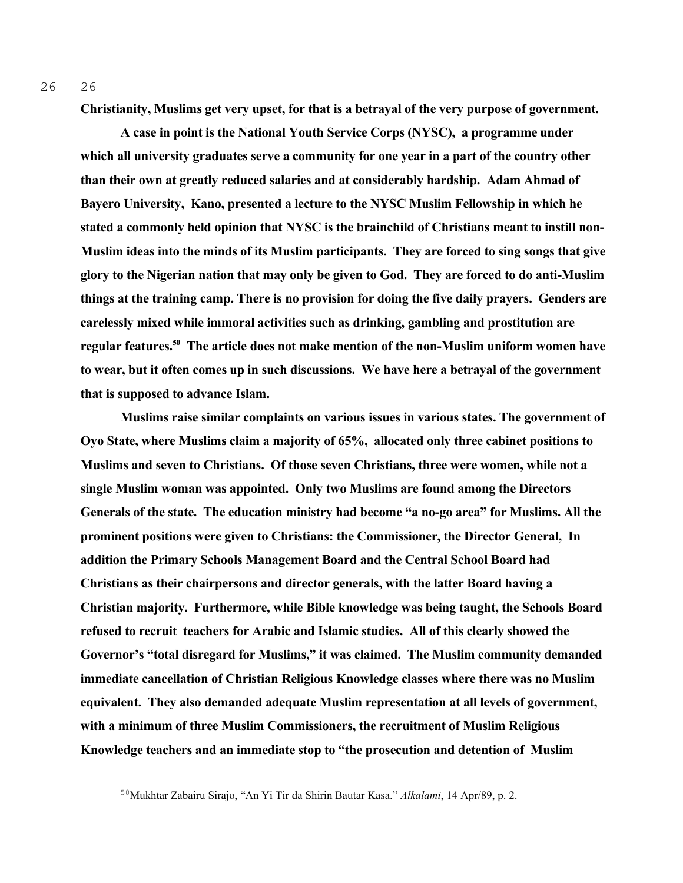**Christianity, Muslims get very upset, for that is a betrayal of the very purpose of government.**

**A case in point is the National Youth Service Corps (NYSC), a programme under which all university graduates serve a community for one year in a part of the country other than their own at greatly reduced salaries and at considerably hardship. Adam Ahmad of Bayero University, Kano, presented a lecture to the NYSC Muslim Fellowship in which he stated a commonly held opinion that NYSC is the brainchild of Christians meant to instill non-Muslim ideas into the minds of its Muslim participants. They are forced to sing songs that give glory to the Nigerian nation that may only be given to God. They are forced to do anti-Muslim things at the training camp. There is no provision for doing the five daily prayers. Genders are carelessly mixed while immoral activities such as drinking, gambling and prostitution are regular features.[50] The article does not make mention of the non-Muslim uniform women have to wear, but it often comes up in such discussions. We have here a betrayal of the government that is supposed to advance Islam.**

**Muslims raise similar complaints on various issues in various states. The government of Oyo State, where Muslims claim a majority of 65%, allocated only three cabinet positions to Muslims and seven to Christians. Of those seven Christians, three were women, while not a single Muslim woman was appointed. Only two Muslims are found among the Directors Generals of the state. The education ministry had become "a no-go area" for Muslims. All the prominent positions were given to Christians: the Commissioner, the Director General, In addition the Primary Schools Management Board and the Central School Board had Christians as their chairpersons and director generals, with the latter Board having a Christian majority. Furthermore, while Bible knowledge was being taught, the Schools Board refused to recruit teachers for Arabic and Islamic studies. All of this clearly showed the Governor's "total disregard for Muslims," it was claimed. The Muslim community demanded immediate cancellation of Christian Religious Knowledge classes where there was no Muslim equivalent. They also demanded adequate Muslim representation at all levels of government, with a minimum of three Muslim Commissioners, the recruitment of Muslim Religious Knowledge teachers and an immediate stop to "the prosecution and detention of Muslim**

---

[50] Mukhtar Zabairu Sirajo, "An Yi Tir da Shirin Bautar Kasa." *Alkalami*, 14 Apr/89, p. 2.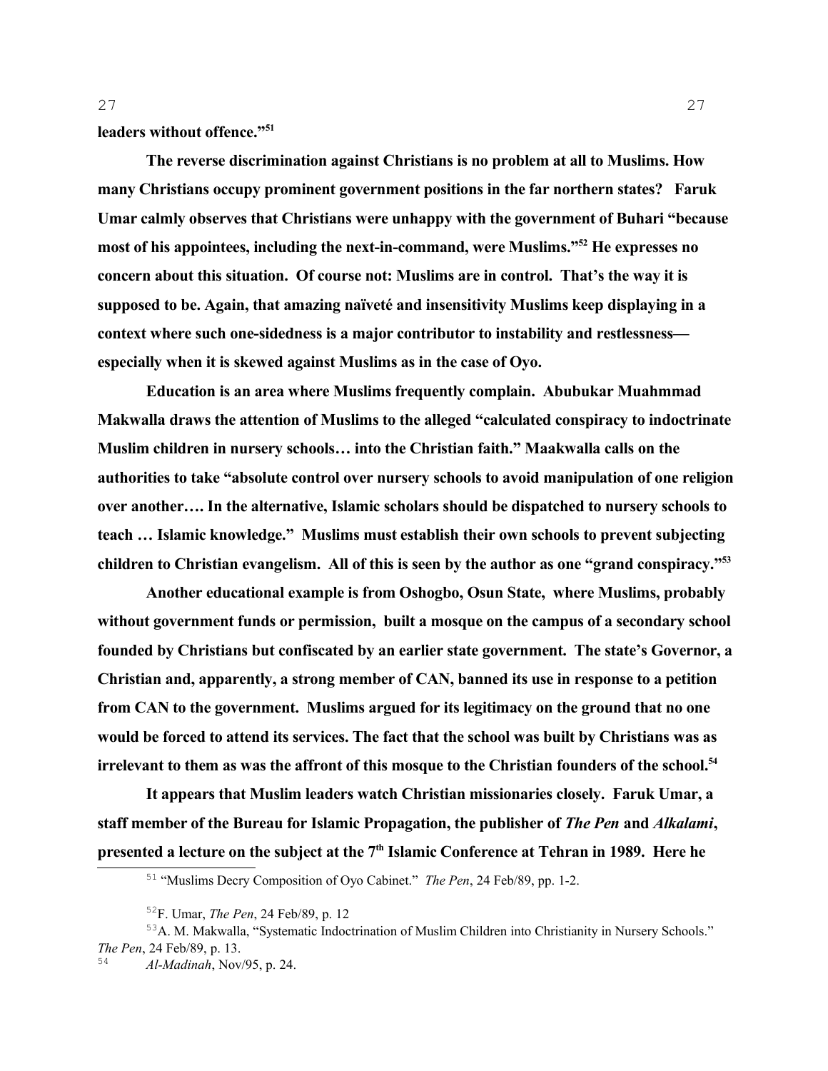**leaders without offence."[51]**

**The reverse discrimination against Christians is no problem at all to Muslims. How many Christians occupy prominent government positions in the far northern states? Faruk Umar calmly observes that Christians were unhappy with the government of Buhari "because most of his appointees, including the next-in-command, were Muslims."[52] He expresses no concern about this situation. Of course not: Muslims are in control. That's the way it is supposed to be. Again, that amazing naïveté and insensitivity Muslims keep displaying in a context where such one-sidedness is a major contributor to instability and restlessness—especially when it is skewed against Muslims as in the case of Oyo.**

**Education is an area where Muslims frequently complain. Abubukar Muahmmad Makwalla draws the attention of Muslims to the alleged "calculated conspiracy to indoctrinate Muslim children in nursery schools… into the Christian faith." Maakwalla calls on the authorities to take "absolute control over nursery schools to avoid manipulation of one religion over another…. In the alternative, Islamic scholars should be dispatched to nursery schools to teach … Islamic knowledge." Muslims must establish their own schools to prevent subjecting children to Christian evangelism. All of this is seen by the author as one "grand conspiracy."[53]**

**Another educational example is from Oshogbo, Osun State, where Muslims, probably without government funds or permission, built a mosque on the campus of a secondary school founded by Christians but confiscated by an earlier state government. The state's Governor, a Christian and, apparently, a strong member of CAN, banned its use in response to a petition from CAN to the government. Muslims argued for its legitimacy on the ground that no one would be forced to attend its services. The fact that the school was built by Christians was as irrelevant to them as was the affront of this mosque to the Christian founders of the school.[54]**

**It appears that Muslim leaders watch Christian missionaries closely. Faruk Umar, a staff member of the Bureau for Islamic Propagation, the publisher of *The Pen* and *Alkalami*, presented a lecture on the subject at the 7th Islamic Conference at Tehran in 1989. Here he**

---

[51] "Muslims Decry Composition of Oyo Cabinet." *The Pen*, 24 Feb/89, pp. 1-2.

[52] F. Umar, *The Pen*, 24 Feb/89, p. 12

[53] A. M. Makwalla, "Systematic Indoctrination of Muslim Children into Christianity in Nursery Schools." *The Pen*, 24 Feb/89, p. 13.

[54] *Al-Madinah*, Nov/95, p. 24.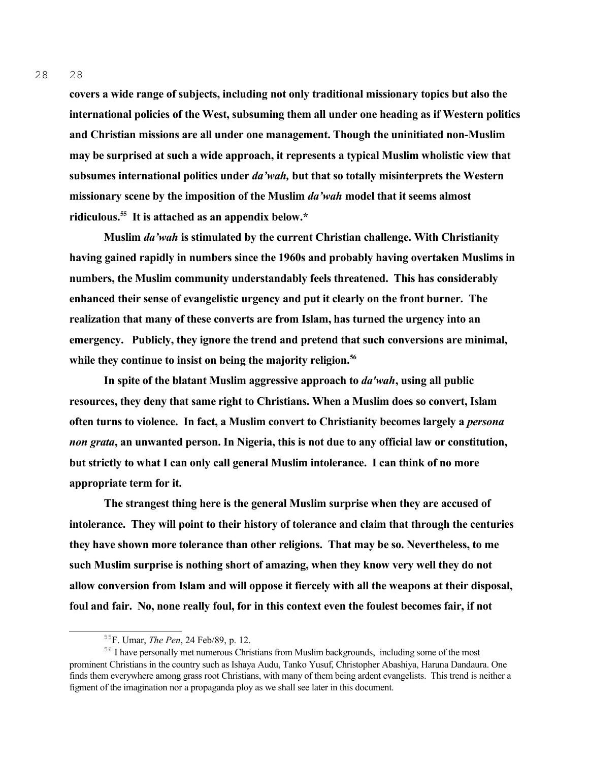**covers a wide range of subjects, including not only traditional missionary topics but also the international policies of the West, subsuming them all under one heading as if Western politics and Christian missions are all under one management. Though the uninitiated non-Muslim may be surprised at such a wide approach, it represents a typical Muslim wholistic view that subsumes international politics under *da'wah,* but that so totally misinterprets the Western missionary scene by the imposition of the Muslim *da'wah* model that it seems almost ridiculous.[55] It is attached as an appendix below.***

**Muslim *da'wah* is stimulated by the current Christian challenge. With Christianity having gained rapidly in numbers since the 1960s and probably having overtaken Muslims in numbers, the Muslim community understandably feels threatened. This has considerably enhanced their sense of evangelistic urgency and put it clearly on the front burner. The realization that many of these converts are from Islam, has turned the urgency into an emergency. Publicly, they ignore the trend and pretend that such conversions are minimal, while they continue to insist on being the majority religion.[56]**

**In spite of the blatant Muslim aggressive approach to *da'wah*, using all public resources, they deny that same right to Christians. When a Muslim does so convert, Islam often turns to violence. In fact, a Muslim convert to Christianity becomes largely a *persona non grata*, an unwanted person. In Nigeria, this is not due to any official law or constitution, but strictly to what I can only call general Muslim intolerance. I can think of no more appropriate term for it.**

**The strangest thing here is the general Muslim surprise when they are accused of intolerance. They will point to their history of tolerance and claim that through the centuries they have shown more tolerance than other religions. That may be so. Nevertheless, to me such Muslim surprise is nothing short of amazing, when they know very well they do not allow conversion from Islam and will oppose it fiercely with all the weapons at their disposal, foul and fair. No, none really foul, for in this context even the foulest becomes fair, if not**

---

[55] F. Umar, *The Pen*, 24 Feb/89, p. 12.

[56] I have personally met numerous Christians from Muslim backgrounds, including some of the most prominent Christians in the country such as Ishaya Audu, Tanko Yusuf, Christopher Abashiya, Haruna Dandaura. One finds them everywhere among grass root Christians, with many of them being ardent evangelists. This trend is neither a figment of the imagination nor a propaganda ploy as we shall see later in this document.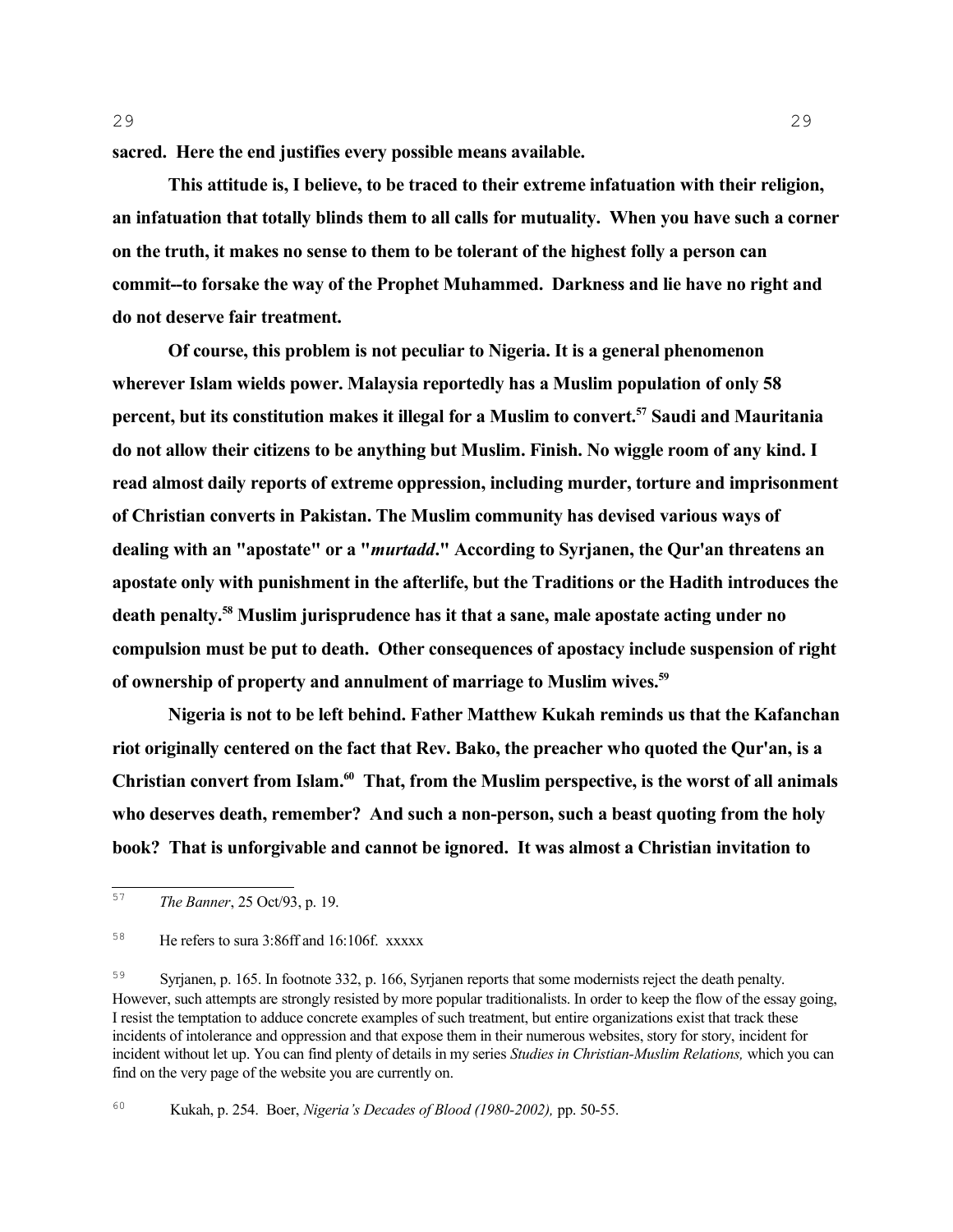**sacred. Here the end justifies every possible means available.**

**This attitude is, I believe, to be traced to their extreme infatuation with their religion, an infatuation that totally blinds them to all calls for mutuality. When you have such a corner on the truth, it makes no sense to them to be tolerant of the highest folly a person can commit--to forsake the way of the Prophet Muhammed. Darkness and lie have no right and do not deserve fair treatment.**

**Of course, this problem is not peculiar to Nigeria. It is a general phenomenon wherever Islam wields power. Malaysia reportedly has a Muslim population of only 58 percent, but its constitution makes it illegal for a Muslim to convert.[57] Saudi and Mauritania do not allow their citizens to be anything but Muslim. Finish. No wiggle room of any kind. I read almost daily reports of extreme oppression, including murder, torture and imprisonment of Christian converts in Pakistan. The Muslim community has devised various ways of dealing with an "apostate" or a "*murtadd*." According to Syrjanen, the Qur'an threatens an apostate only with punishment in the afterlife, but the Traditions or the Hadith introduces the death penalty.[58] Muslim jurisprudence has it that a sane, male apostate acting under no compulsion must be put to death. Other consequences of apostacy include suspension of right of ownership of property and annulment of marriage to Muslim wives.[59]**

**Nigeria is not to be left behind. Father Matthew Kukah reminds us that the Kafanchan riot originally centered on the fact that Rev. Bako, the preacher who quoted the Qur'an, is a Christian convert from Islam.[60] That, from the Muslim perspective, is the worst of all animals who deserves death, remember? And such a non-person, such a beast quoting from the holy book? That is unforgivable and cannot be ignored. It was almost a Christian invitation to**

---

57 *The Banner*, 25 Oct/93, p. 19.

58 He refers to sura 3:86ff and 16:106f. xxxxx

59 Syrjanen, p. 165. In footnote 332, p. 166, Syrjanen reports that some modernists reject the death penalty. However, such attempts are strongly resisted by more popular traditionalists. In order to keep the flow of the essay going, I resist the temptation to adduce concrete examples of such treatment, but entire organizations exist that track these incidents of intolerance and oppression and that expose them in their numerous websites, story for story, incident for incident without let up. You can find plenty of details in my series *Studies in Christian-Muslim Relations,* which you can find on the very page of the website you are currently on.

60 Kukah, p. 254. Boer, *Nigeria's Decades of Blood (1980-2002),* pp. 50-55.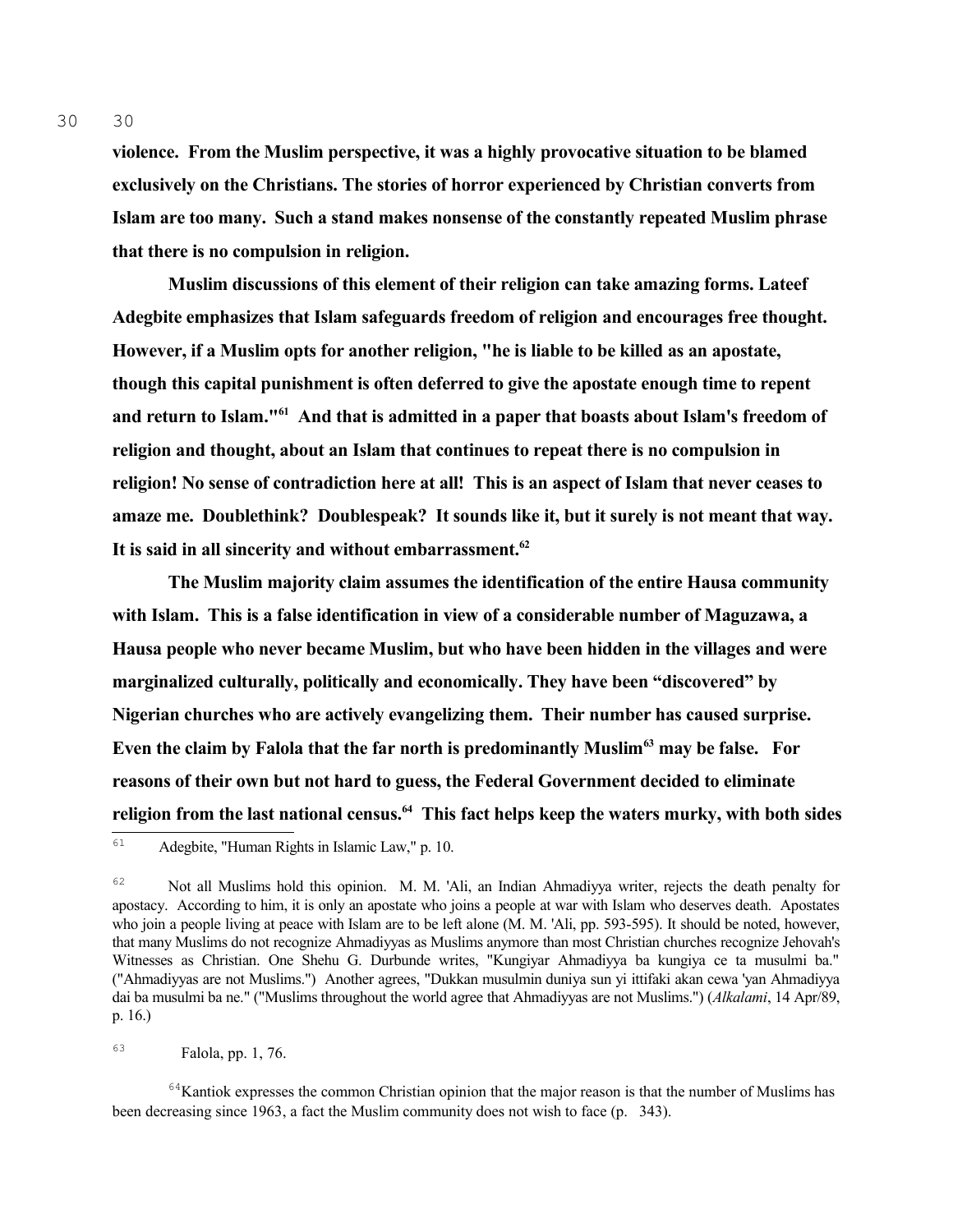**violence. From the Muslim perspective, it was a highly provocative situation to be blamed exclusively on the Christians. The stories of horror experienced by Christian converts from Islam are too many. Such a stand makes nonsense of the constantly repeated Muslim phrase that there is no compulsion in religion.**

**Muslim discussions of this element of their religion can take amazing forms. Lateef Adegbite emphasizes that Islam safeguards freedom of religion and encourages free thought. However, if a Muslim opts for another religion, "he is liable to be killed as an apostate, though this capital punishment is often deferred to give the apostate enough time to repent and return to Islam."[61] And that is admitted in a paper that boasts about Islam's freedom of religion and thought, about an Islam that continues to repeat there is no compulsion in religion! No sense of contradiction here at all! This is an aspect of Islam that never ceases to amaze me. Doublethink? Doublespeak? It sounds like it, but it surely is not meant that way. It is said in all sincerity and without embarrassment.[62]**

**The Muslim majority claim assumes the identification of the entire Hausa community with Islam. This is a false identification in view of a considerable number of Maguzawa, a Hausa people who never became Muslim, but who have been hidden in the villages and were marginalized culturally, politically and economically. They have been "discovered" by Nigerian churches who are actively evangelizing them. Their number has caused surprise. Even the claim by Falola that the far north is predominantly Muslim[63] may be false. For reasons of their own but not hard to guess, the Federal Government decided to eliminate religion from the last national census.[64] This fact helps keep the waters murky, with both sides**

---

[61] Adegbite, "Human Rights in Islamic Law," p. 10.

[62] Not all Muslims hold this opinion. M. M. 'Ali, an Indian Ahmadiyya writer, rejects the death penalty for apostacy. According to him, it is only an apostate who joins a people at war with Islam who deserves death. Apostates who join a people living at peace with Islam are to be left alone (M. M. 'Ali, pp. 593-595). It should be noted, however, that many Muslims do not recognize Ahmadiyyas as Muslims anymore than most Christian churches recognize Jehovah's Witnesses as Christian. One Shehu G. Durbunde writes, "Kungiyar Ahmadiyya ba kungiya ce ta musulmi ba." ("Ahmadiyyas are not Muslims.") Another agrees, "Dukkan musulmin duniya sun yi ittifaki akan cewa 'yan Ahmadiyya dai ba musulmi ba ne." ("Muslims throughout the world agree that Ahmadiyyas are not Muslims.") (*Alkalami*, 14 Apr/89, p. 16.)

[63] Falola, pp. 1, 76.

[64] Kantiok expresses the common Christian opinion that the major reason is that the number of Muslims has been decreasing since 1963, a fact the Muslim community does not wish to face (p. 343).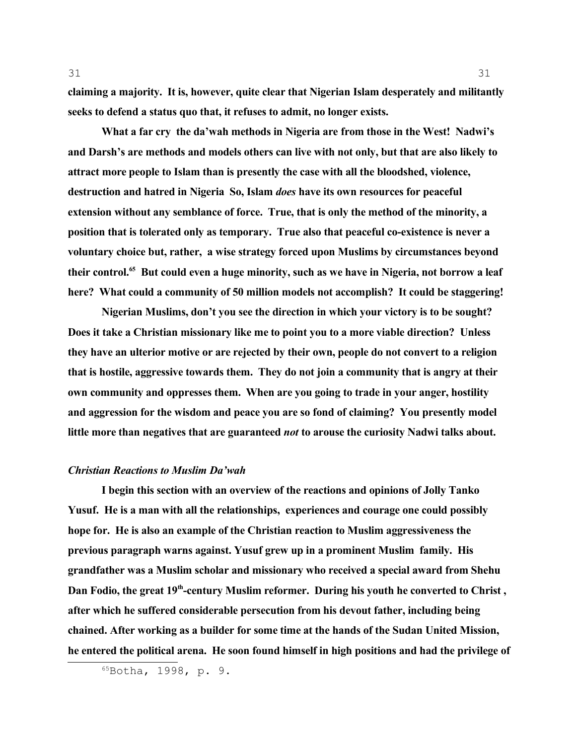**claiming a majority. It is, however, quite clear that Nigerian Islam desperately and militantly seeks to defend a status quo that, it refuses to admit, no longer exists.**

**What a far cry the da'wah methods in Nigeria are from those in the West! Nadwi's and Darsh's are methods and models others can live with not only, but that are also likely to attract more people to Islam than is presently the case with all the bloodshed, violence, destruction and hatred in Nigeria So, Islam *does* have its own resources for peaceful extension without any semblance of force. True, that is only the method of the minority, a position that is tolerated only as temporary. True also that peaceful co-existence is never a voluntary choice but, rather, a wise strategy forced upon Muslims by circumstances beyond their control.[65] But could even a huge minority, such as we have in Nigeria, not borrow a leaf here? What could a community of 50 million models not accomplish? It could be staggering!**

**Nigerian Muslims, don't you see the direction in which your victory is to be sought? Does it take a Christian missionary like me to point you to a more viable direction? Unless they have an ulterior motive or are rejected by their own, people do not convert to a religion that is hostile, aggressive towards them. They do not join a community that is angry at their own community and oppresses them. When are you going to trade in your anger, hostility and aggression for the wisdom and peace you are so fond of claiming? You presently model little more than negatives that are guaranteed *not* to arouse the curiosity Nadwi talks about.**

### *Christian Reactions to Muslim Da'wah*

**I begin this section with an overview of the reactions and opinions of Jolly Tanko Yusuf. He is a man with all the relationships, experiences and courage one could possibly hope for. He is also an example of the Christian reaction to Muslim aggressiveness the previous paragraph warns against. Yusuf grew up in a prominent Muslim family. His grandfather was a Muslim scholar and missionary who received a special award from Shehu Dan Fodio, the great 19th-century Muslim reformer. During his youth he converted to Christ , after which he suffered considerable persecution from his devout father, including being chained. After working as a builder for some time at the hands of the Sudan United Mission, he entered the political arena. He soon found himself in high positions and had the privilege of**

[65] Botha, 1998, p. 9.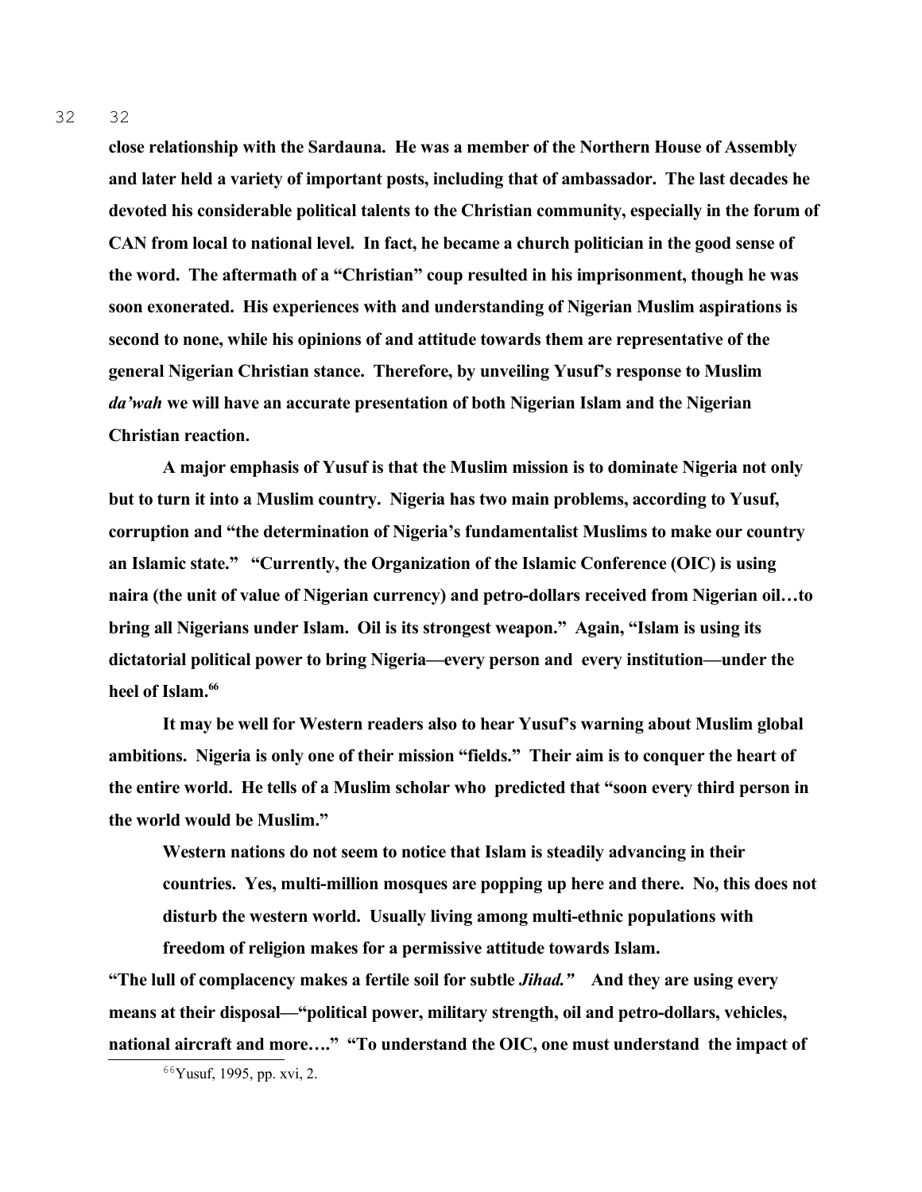**close relationship with the Sardauna. He was a member of the Northern House of Assembly and later held a variety of important posts, including that of ambassador. The last decades he devoted his considerable political talents to the Christian community, especially in the forum of CAN from local to national level. In fact, he became a church politician in the good sense of the word. The aftermath of a "Christian" coup resulted in his imprisonment, though he was soon exonerated. His experiences with and understanding of Nigerian Muslim aspirations is second to none, while his opinions of and attitude towards them are representative of the general Nigerian Christian stance. Therefore, by unveiling Yusuf's response to Muslim *da'wah* we will have an accurate presentation of both Nigerian Islam and the Nigerian Christian reaction.**

**A major emphasis of Yusuf is that the Muslim mission is to dominate Nigeria not only but to turn it into a Muslim country. Nigeria has two main problems, according to Yusuf, corruption and "the determination of Nigeria's fundamentalist Muslims to make our country an Islamic state." "Currently, the Organization of the Islamic Conference (OIC) is using naira (the unit of value of Nigerian currency) and petro-dollars received from Nigerian oil…to bring all Nigerians under Islam. Oil is its strongest weapon." Again, "Islam is using its dictatorial political power to bring Nigeria—every person and every institution—under the heel of Islam.[66]**

**It may be well for Western readers also to hear Yusuf's warning about Muslim global ambitions. Nigeria is only one of their mission "fields." Their aim is to conquer the heart of the entire world. He tells of a Muslim scholar who predicted that "soon every third person in the world would be Muslim."**

> **Western nations do not seem to notice that Islam is steadily advancing in their countries. Yes, multi-million mosques are popping up here and there. No, this does not disturb the western world. Usually living among multi-ethnic populations with freedom of religion makes for a permissive attitude towards Islam.**

**"The lull of complacency makes a fertile soil for subtle *Jihad."* And they are using every means at their disposal—"political power, military strength, oil and petro-dollars, vehicles, national aircraft and more…." "To understand the OIC, one must understand the impact of**

[66] Yusuf, 1995, pp. xvi, 2.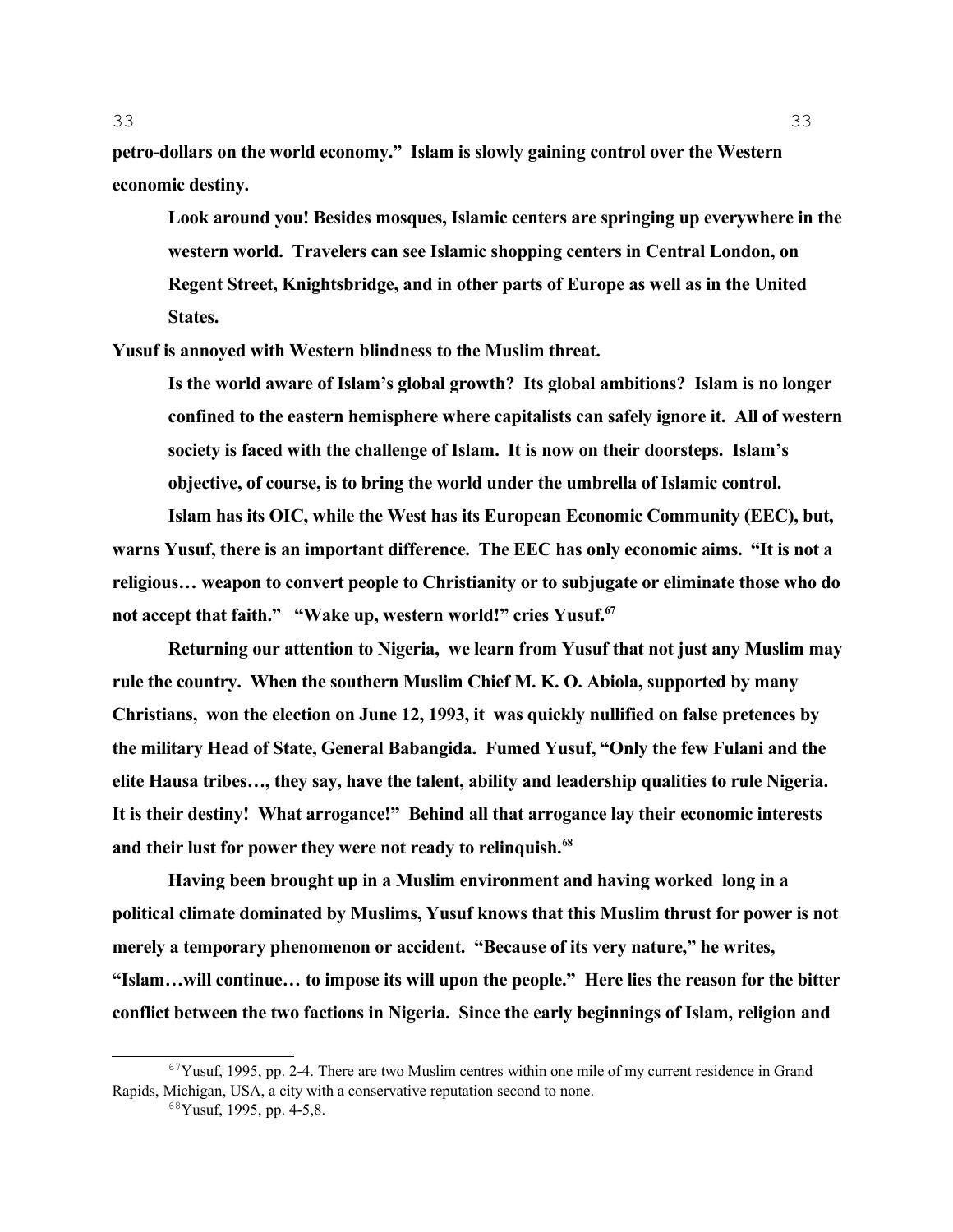**petro-dollars on the world economy." Islam is slowly gaining control over the Western economic destiny.**

> **Look around you! Besides mosques, Islamic centers are springing up everywhere in the western world. Travelers can see Islamic shopping centers in Central London, on Regent Street, Knightsbridge, and in other parts of Europe as well as in the United States.**

**Yusuf is annoyed with Western blindness to the Muslim threat.**

> **Is the world aware of Islam's global growth? Its global ambitions? Islam is no longer confined to the eastern hemisphere where capitalists can safely ignore it. All of western society is faced with the challenge of Islam. It is now on their doorsteps. Islam's objective, of course, is to bring the world under the umbrella of Islamic control.**

**Islam has its OIC, while the West has its European Economic Community (EEC), but, warns Yusuf, there is an important difference. The EEC has only economic aims. "It is not a religious… weapon to convert people to Christianity or to subjugate or eliminate those who do not accept that faith." "Wake up, western world!" cries Yusuf.[67]**

**Returning our attention to Nigeria, we learn from Yusuf that not just any Muslim may rule the country. When the southern Muslim Chief M. K. O. Abiola, supported by many Christians, won the election on June 12, 1993, it was quickly nullified on false pretences by the military Head of State, General Babangida. Fumed Yusuf, "Only the few Fulani and the elite Hausa tribes…, they say, have the talent, ability and leadership qualities to rule Nigeria. It is their destiny! What arrogance!" Behind all that arrogance lay their economic interests and their lust for power they were not ready to relinquish.[68]**

**Having been brought up in a Muslim environment and having worked long in a political climate dominated by Muslims, Yusuf knows that this Muslim thrust for power is not merely a temporary phenomenon or accident. "Because of its very nature," he writes, "Islam…will continue… to impose its will upon the people." Here lies the reason for the bitter conflict between the two factions in Nigeria. Since the early beginnings of Islam, religion and**

---

[67] Yusuf, 1995, pp. 2-4. There are two Muslim centres within one mile of my current residence in Grand Rapids, Michigan, USA, a city with a conservative reputation second to none.

[68] Yusuf, 1995, pp. 4-5,8.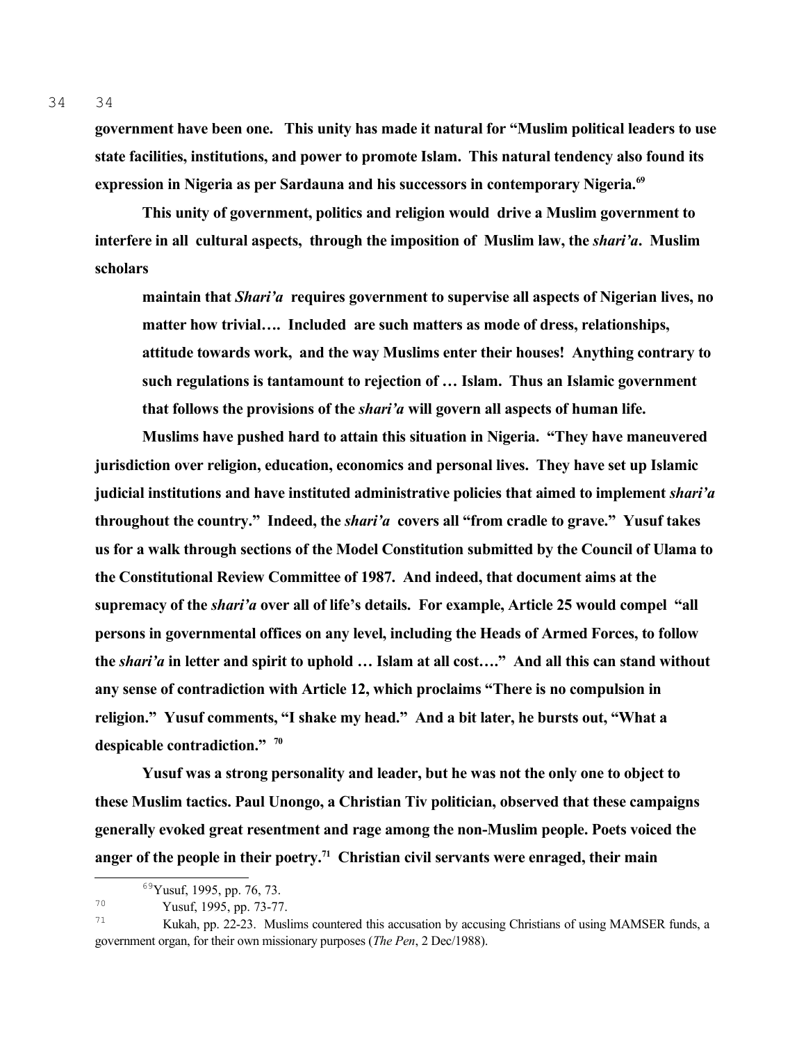**government have been one. This unity has made it natural for "Muslim political leaders to use state facilities, institutions, and power to promote Islam. This natural tendency also found its expression in Nigeria as per Sardauna and his successors in contemporary Nigeria.[69]**

**This unity of government, politics and religion would drive a Muslim government to interfere in all cultural aspects, through the imposition of Muslim law, the *shari'a*. Muslim scholars**

> **maintain that *Shari'a* requires government to supervise all aspects of Nigerian lives, no matter how trivial…. Included are such matters as mode of dress, relationships, attitude towards work, and the way Muslims enter their houses! Anything contrary to such regulations is tantamount to rejection of … Islam. Thus an Islamic government that follows the provisions of the *shari'a* will govern all aspects of human life.**

**Muslims have pushed hard to attain this situation in Nigeria. "They have maneuvered jurisdiction over religion, education, economics and personal lives. They have set up Islamic judicial institutions and have instituted administrative policies that aimed to implement *shari'a* throughout the country." Indeed, the *shari'a* covers all "from cradle to grave." Yusuf takes us for a walk through sections of the Model Constitution submitted by the Council of Ulama to the Constitutional Review Committee of 1987. And indeed, that document aims at the supremacy of the *shari'a* over all of life's details. For example, Article 25 would compel "all persons in governmental offices on any level, including the Heads of Armed Forces, to follow the *shari'a* in letter and spirit to uphold … Islam at all cost…." And all this can stand without any sense of contradiction with Article 12, which proclaims "There is no compulsion in religion." Yusuf comments, "I shake my head." And a bit later, he bursts out, "What a despicable contradiction." [70]**

**Yusuf was a strong personality and leader, but he was not the only one to object to these Muslim tactics. Paul Unongo, a Christian Tiv politician, observed that these campaigns generally evoked great resentment and rage among the non-Muslim people. Poets voiced the anger of the people in their poetry.[71] Christian civil servants were enraged, their main**

---

[69] Yusuf, 1995, pp. 76, 73.

[70] Yusuf, 1995, pp. 73-77.

[71] Kukah, pp. 22-23. Muslims countered this accusation by accusing Christians of using MAMSER funds, a government organ, for their own missionary purposes (*The Pen*, 2 Dec/1988).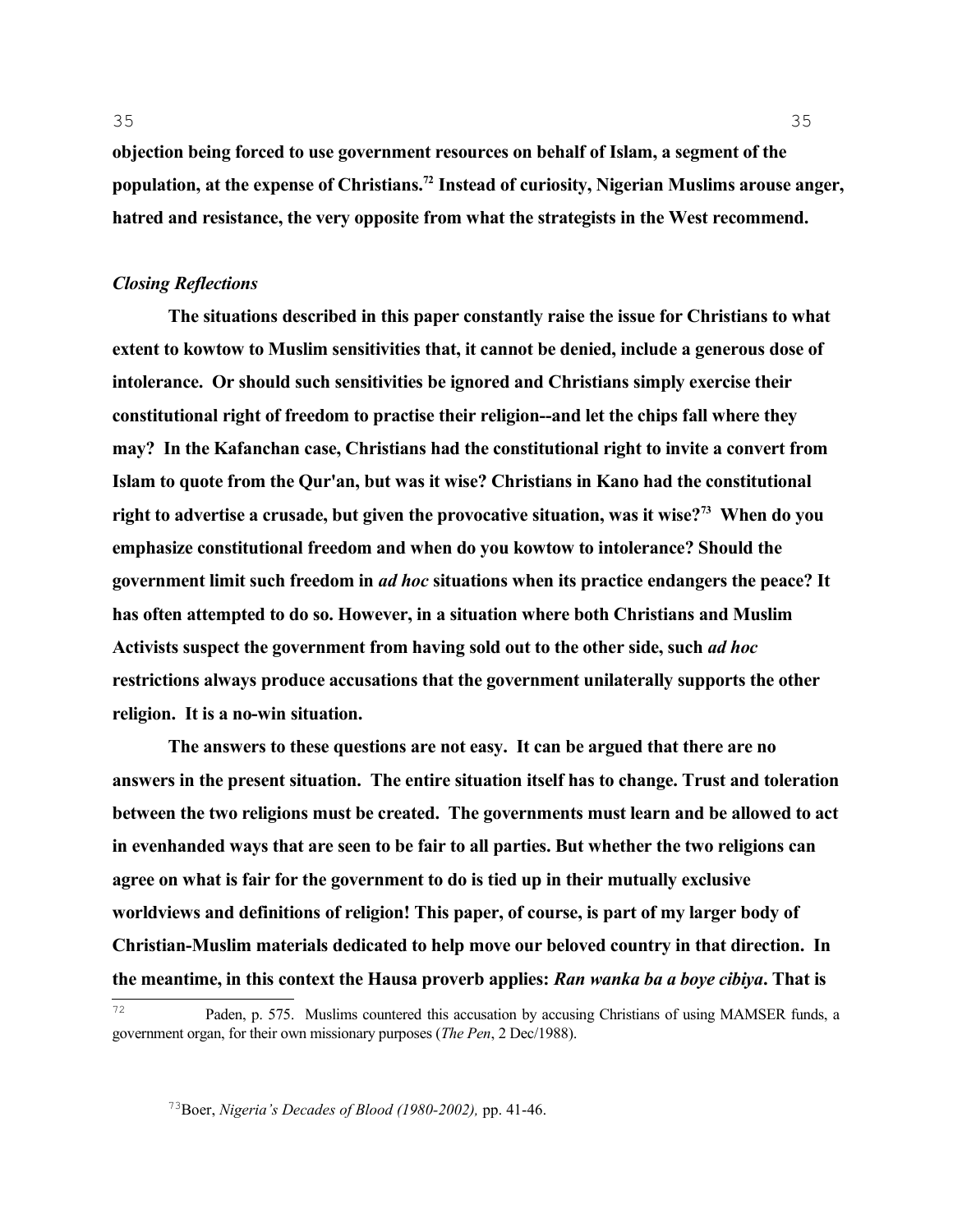**objection being forced to use government resources on behalf of Islam, a segment of the population, at the expense of Christians.[72] Instead of curiosity, Nigerian Muslims arouse anger, hatred and resistance, the very opposite from what the strategists in the West recommend.**

### *Closing Reflections*

**The situations described in this paper constantly raise the issue for Christians to what extent to kowtow to Muslim sensitivities that, it cannot be denied, include a generous dose of intolerance. Or should such sensitivities be ignored and Christians simply exercise their constitutional right of freedom to practise their religion--and let the chips fall where they may? In the Kafanchan case, Christians had the constitutional right to invite a convert from Islam to quote from the Qur'an, but was it wise? Christians in Kano had the constitutional right to advertise a crusade, but given the provocative situation, was it wise?[73] When do you emphasize constitutional freedom and when do you kowtow to intolerance? Should the government limit such freedom in *ad hoc* situations when its practice endangers the peace? It has often attempted to do so. However, in a situation where both Christians and Muslim Activists suspect the government from having sold out to the other side, such *ad hoc* restrictions always produce accusations that the government unilaterally supports the other religion. It is a no-win situation.**

**The answers to these questions are not easy. It can be argued that there are no answers in the present situation. The entire situation itself has to change. Trust and toleration between the two religions must be created. The governments must learn and be allowed to act in evenhanded ways that are seen to be fair to all parties. But whether the two religions can agree on what is fair for the government to do is tied up in their mutually exclusive worldviews and definitions of religion! This paper, of course, is part of my larger body of Christian-Muslim materials dedicated to help move our beloved country in that direction. In the meantime, in this context the Hausa proverb applies: *Ran wanka ba a boye cibiya*. That is**

---

[72] Paden, p. 575. Muslims countered this accusation by accusing Christians of using MAMSER funds, a government organ, for their own missionary purposes (*The Pen*, 2 Dec/1988).

[73] Boer, *Nigeria's Decades of Blood (1980-2002),* pp. 41-46.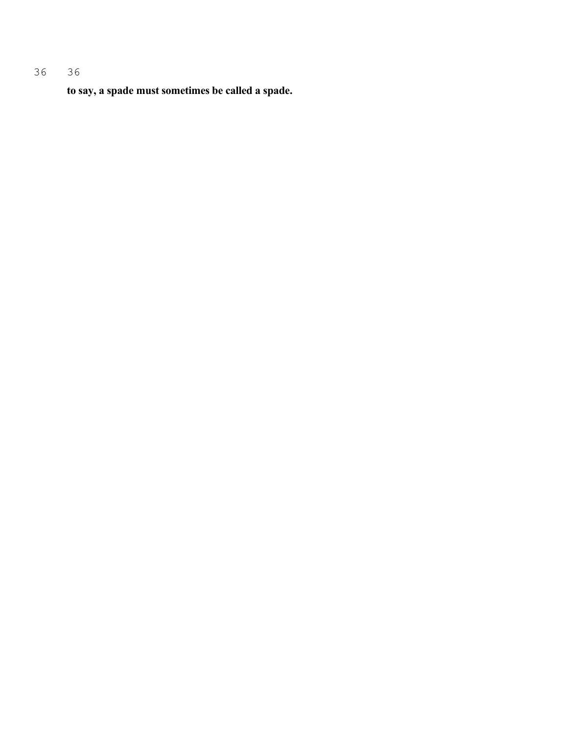**to say, a spade must sometimes be called a spade.**